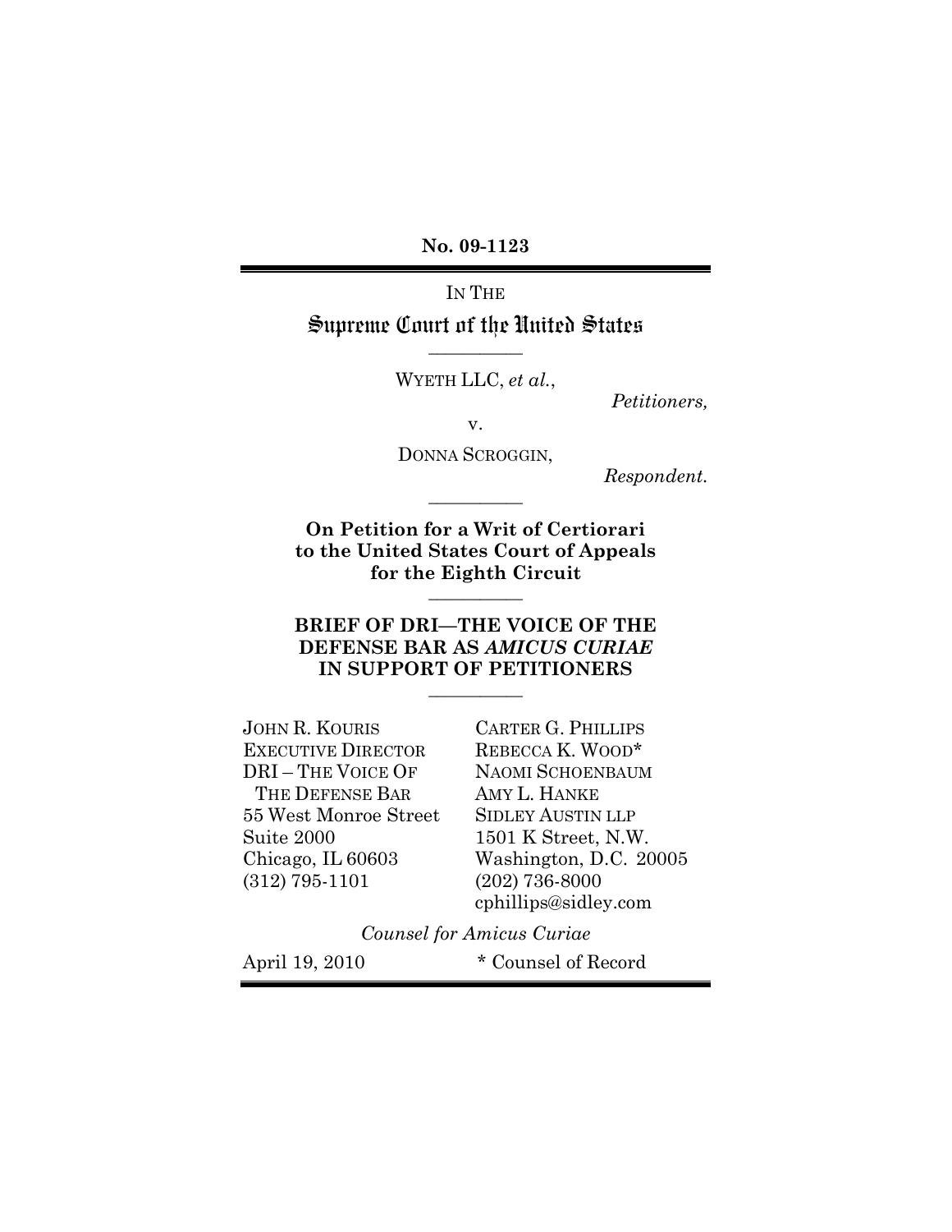**No. 09-1123**

IN THE

# Supreme Court of the United States

---

WYETH LLC, *et al.*,

*Petitioners,*

v.

DONNA SCROGGIN,

*Respondent.*

---

**On Petition for a Writ of Certiorari to the United States Court of Appeals for the Eighth Circuit**

---

**BRIEF OF DRI—THE VOICE OF THE DEFENSE BAR AS *AMICUS CURIAE* IN SUPPORT OF PETITIONERS**

---

JOHN R. KOURIS
EXECUTIVE DIRECTOR
DRI – THE VOICE OF THE DEFENSE BAR
55 West Monroe Street
Suite 2000
Chicago, IL 60603
(312) 795-1101

CARTER G. PHILLIPS
REBECCA K. WOOD*
NAOMI SCHOENBAUM
AMY L. HANKE
SIDLEY AUSTIN LLP
1501 K Street, N.W.
Washington, D.C. 20005
(202) 736-8000
cphillips@sidley.com

*Counsel for Amicus Curiae*

April 19, 2010

\* Counsel of Record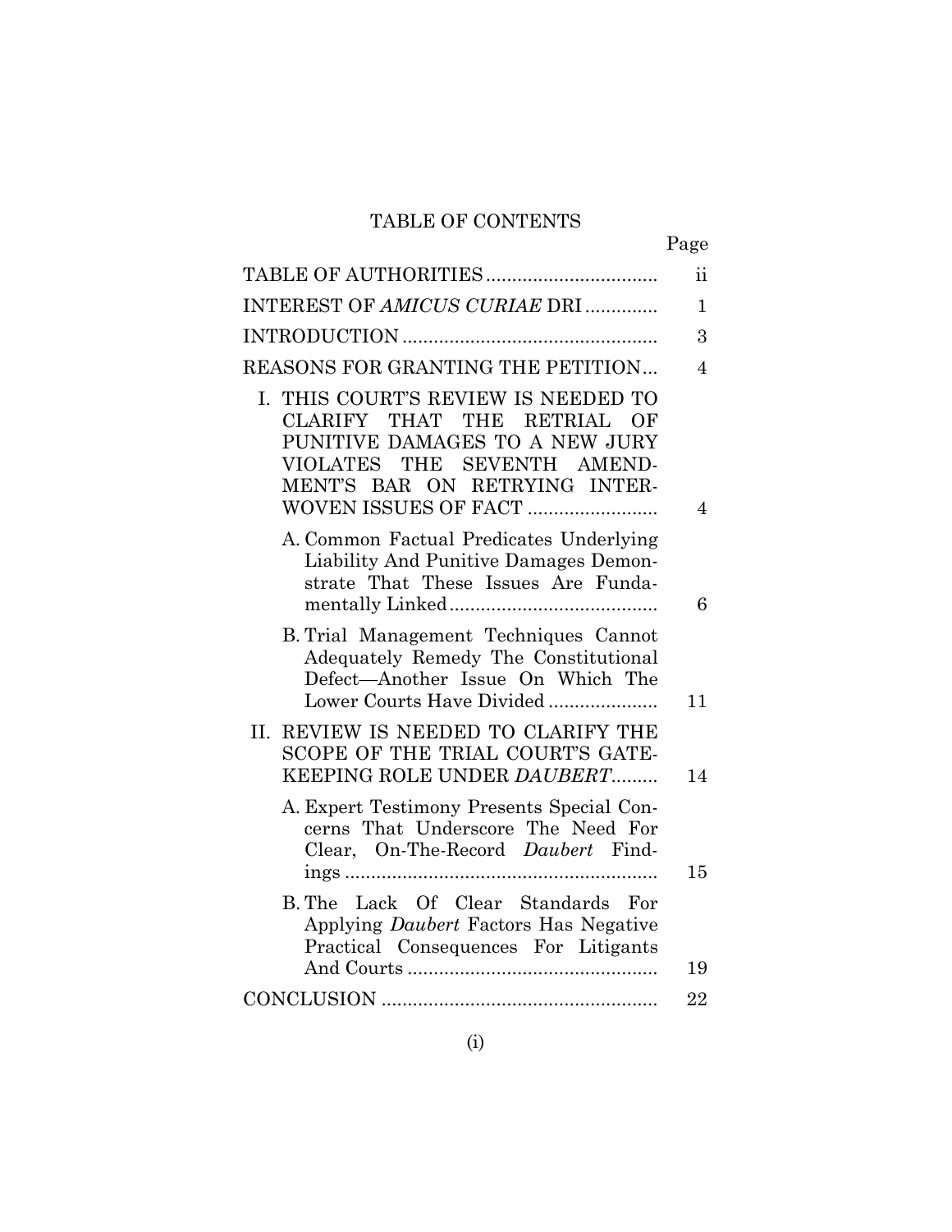# TABLE OF CONTENTS

| | Page |
|---|---|
| TABLE OF AUTHORITIES | ii |
| INTEREST OF *AMICUS CURIAE* DRI | 1 |
| INTRODUCTION | 3 |
| REASONS FOR GRANTING THE PETITION | 4 |
| I. THIS COURT'S REVIEW IS NEEDED TO CLARIFY THAT THE RETRIAL OF PUNITIVE DAMAGES TO A NEW JURY VIOLATES THE SEVENTH AMENDMENT'S BAR ON RETRYING INTERWOVEN ISSUES OF FACT | 4 |
| A. Common Factual Predicates Underlying Liability And Punitive Damages Demonstrate That These Issues Are Fundamentally Linked | 6 |
| B. Trial Management Techniques Cannot Adequately Remedy The Constitutional Defect—Another Issue On Which The Lower Courts Have Divided | 11 |
| II. REVIEW IS NEEDED TO CLARIFY THE SCOPE OF THE TRIAL COURT'S GATEKEEPING ROLE UNDER *DAUBERT* | 14 |
| A. Expert Testimony Presents Special Concerns That Underscore The Need For Clear, On-The-Record *Daubert* Findings | 15 |
| B. The Lack Of Clear Standards For Applying *Daubert* Factors Has Negative Practical Consequences For Litigants And Courts | 19 |
| CONCLUSION | 22 |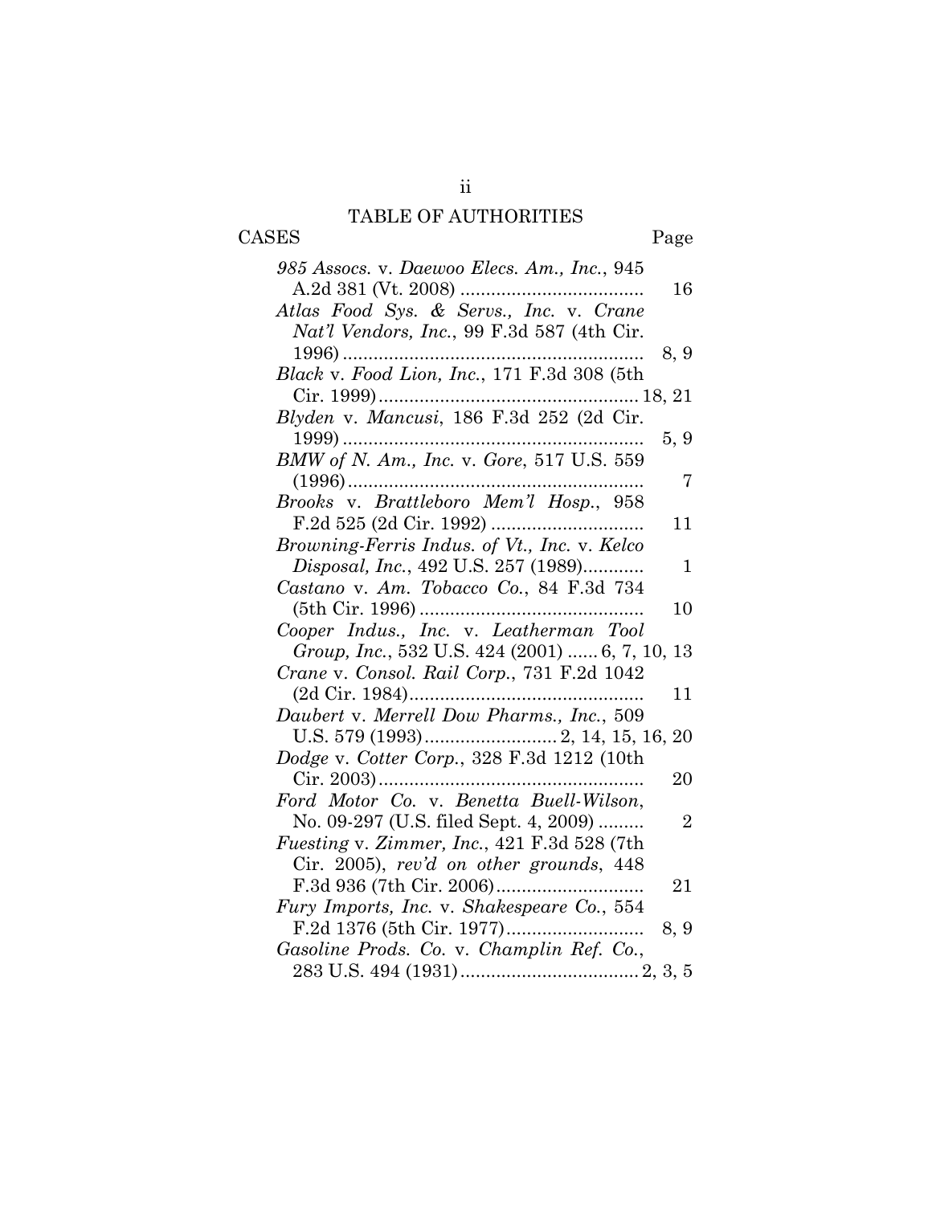# TABLE OF AUTHORITIES

| CASES | Page |
|---|---|
| *985 Assocs.* v. *Daewoo Elecs. Am., Inc.*, 945 A.2d 381 (Vt. 2008) | 16 |
| *Atlas Food Sys. & Servs., Inc.* v. *Crane Nat'l Vendors, Inc.*, 99 F.3d 587 (4th Cir. 1996) | 8, 9 |
| *Black* v. *Food Lion, Inc.*, 171 F.3d 308 (5th Cir. 1999) | 18, 21 |
| *Blyden* v. *Mancusi*, 186 F.3d 252 (2d Cir. 1999) | 5, 9 |
| *BMW of N. Am., Inc.* v. *Gore*, 517 U.S. 559 (1996) | 7 |
| *Brooks* v. *Brattleboro Mem'l Hosp.*, 958 F.2d 525 (2d Cir. 1992) | 11 |
| *Browning-Ferris Indus. of Vt., Inc.* v. *Kelco Disposal, Inc.*, 492 U.S. 257 (1989) | 1 |
| *Castano* v. *Am. Tobacco Co.*, 84 F.3d 734 (5th Cir. 1996) | 10 |
| *Cooper Indus., Inc.* v. *Leatherman Tool Group, Inc.*, 532 U.S. 424 (2001) | 6, 7, 10, 13 |
| *Crane* v. *Consol. Rail Corp.*, 731 F.2d 1042 (2d Cir. 1984) | 11 |
| *Daubert* v. *Merrell Dow Pharms., Inc.*, 509 U.S. 579 (1993) | 2, 14, 15, 16, 20 |
| *Dodge* v. *Cotter Corp.*, 328 F.3d 1212 (10th Cir. 2003) | 20 |
| *Ford Motor Co.* v. *Benetta Buell-Wilson*, No. 09-297 (U.S. filed Sept. 4, 2009) | 2 |
| *Fuesting* v. *Zimmer, Inc.*, 421 F.3d 528 (7th Cir. 2005), *rev'd on other grounds*, 448 F.3d 936 (7th Cir. 2006) | 21 |
| *Fury Imports, Inc.* v. *Shakespeare Co.*, 554 F.2d 1376 (5th Cir. 1977) | 8, 9 |
| *Gasoline Prods. Co.* v. *Champlin Ref. Co.*, 283 U.S. 494 (1931) | 2, 3, 5 |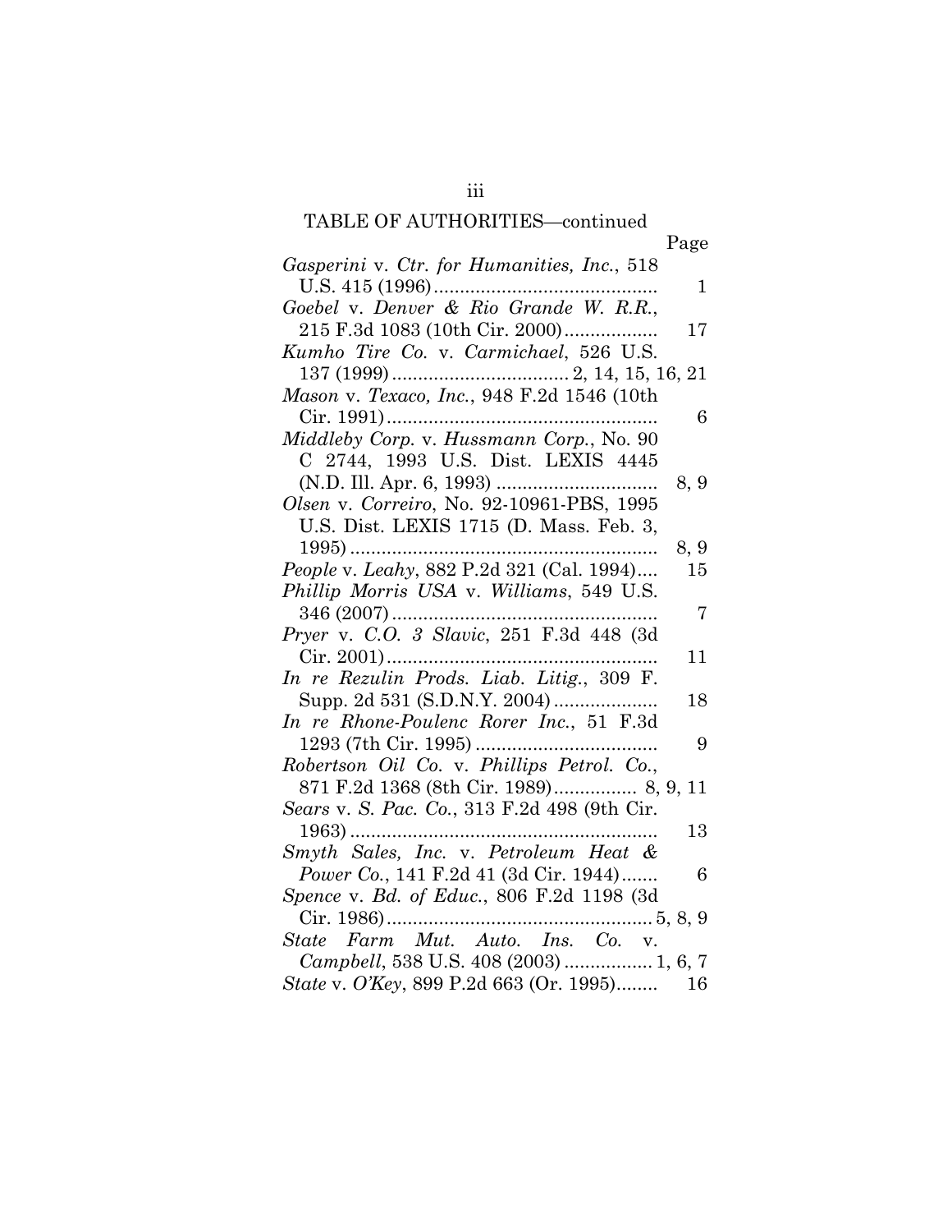TABLE OF AUTHORITIES—continued

| | Page |
|---|---|
| *Gasperini* v. *Ctr. for Humanities, Inc.*, 518 U.S. 415 (1996) | 1 |
| *Goebel* v. *Denver & Rio Grande W. R.R.*, 215 F.3d 1083 (10th Cir. 2000) | 17 |
| *Kumho Tire Co.* v. *Carmichael*, 526 U.S. 137 (1999) | 2, 14, 15, 16, 21 |
| *Mason* v. *Texaco, Inc.*, 948 F.2d 1546 (10th Cir. 1991) | 6 |
| *Middleby Corp.* v. *Hussmann Corp.*, No. 90 C 2744, 1993 U.S. Dist. LEXIS 4445 (N.D. Ill. Apr. 6, 1993) | 8, 9 |
| *Olsen* v. *Correiro*, No. 92-10961-PBS, 1995 U.S. Dist. LEXIS 1715 (D. Mass. Feb. 3, 1995) | 8, 9 |
| *People* v. *Leahy*, 882 P.2d 321 (Cal. 1994) | 15 |
| *Phillip Morris USA* v. *Williams*, 549 U.S. 346 (2007) | 7 |
| *Pryer* v. *C.O. 3 Slavic*, 251 F.3d 448 (3d Cir. 2001) | 11 |
| *In re Rezulin Prods. Liab. Litig.*, 309 F. Supp. 2d 531 (S.D.N.Y. 2004) | 18 |
| *In re Rhone-Poulenc Rorer Inc.*, 51 F.3d 1293 (7th Cir. 1995) | 9 |
| *Robertson Oil Co.* v. *Phillips Petrol. Co.*, 871 F.2d 1368 (8th Cir. 1989) | 8, 9, 11 |
| *Sears* v. *S. Pac. Co.*, 313 F.2d 498 (9th Cir. 1963) | 13 |
| *Smyth Sales, Inc.* v. *Petroleum Heat & Power Co.*, 141 F.2d 41 (3d Cir. 1944) | 6 |
| *Spence* v. *Bd. of Educ.*, 806 F.2d 1198 (3d Cir. 1986) | 5, 8, 9 |
| *State Farm Mut. Auto. Ins. Co.* v. *Campbell*, 538 U.S. 408 (2003) | 1, 6, 7 |
| *State* v. *O'Key*, 899 P.2d 663 (Or. 1995) | 16 |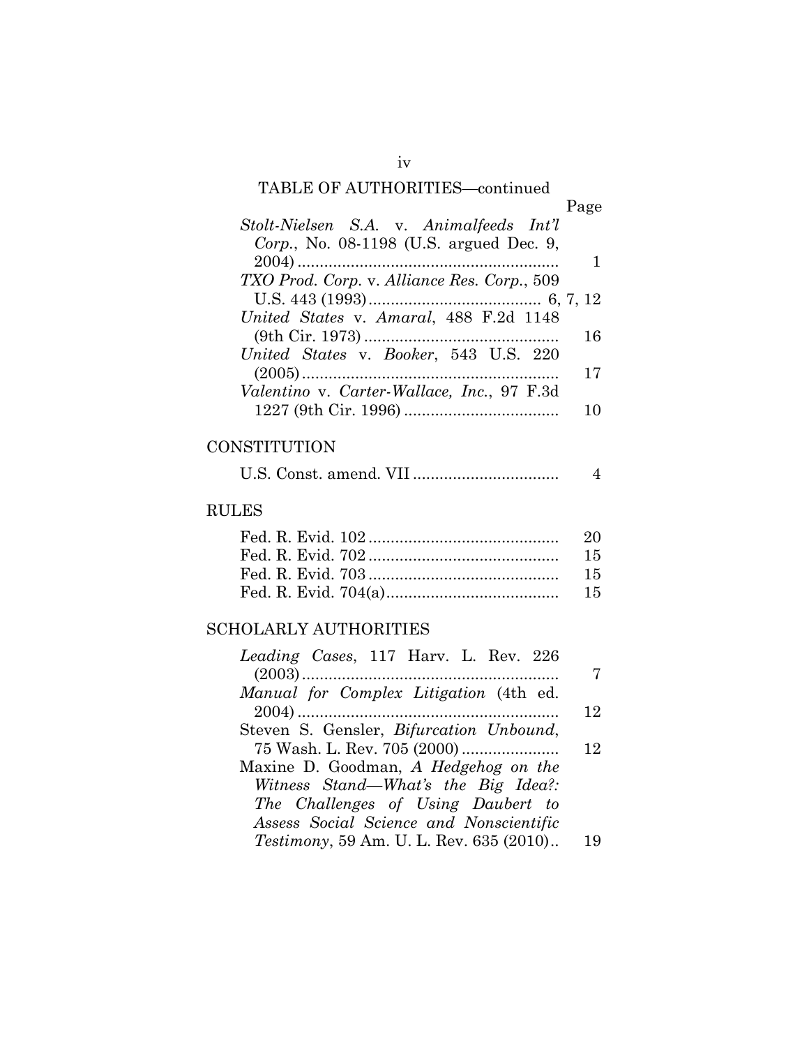TABLE OF AUTHORITIES—continued

| | Page |
|---|---|
| *Stolt-Nielsen S.A.* v. *Animalfeeds Int'l Corp.*, No. 08-1198 (U.S. argued Dec. 9, 2004) | 1 |
| *TXO Prod. Corp.* v. *Alliance Res. Corp.*, 509 U.S. 443 (1993) | 6, 7, 12 |
| *United States* v. *Amaral*, 488 F.2d 1148 (9th Cir. 1973) | 16 |
| *United States* v. *Booker*, 543 U.S. 220 (2005) | 17 |
| *Valentino* v. *Carter-Wallace, Inc.*, 97 F.3d 1227 (9th Cir. 1996) | 10 |

## CONSTITUTION

| | |
|---|---|
| U.S. Const. amend. VII | 4 |

## RULES

| | |
|---|---|
| Fed. R. Evid. 102 | 20 |
| Fed. R. Evid. 702 | 15 |
| Fed. R. Evid. 703 | 15 |
| Fed. R. Evid. 704(a) | 15 |

## SCHOLARLY AUTHORITIES

| | |
|---|---|
| *Leading Cases*, 117 Harv. L. Rev. 226 (2003) | 7 |
| *Manual for Complex Litigation* (4th ed. 2004) | 12 |
| Steven S. Gensler, *Bifurcation Unbound*, 75 Wash. L. Rev. 705 (2000) | 12 |
| Maxine D. Goodman, *A Hedgehog on the Witness Stand—What's the Big Idea?: The Challenges of Using Daubert to Assess Social Science and Nonscientific Testimony*, 59 Am. U. L. Rev. 635 (2010) | 19 |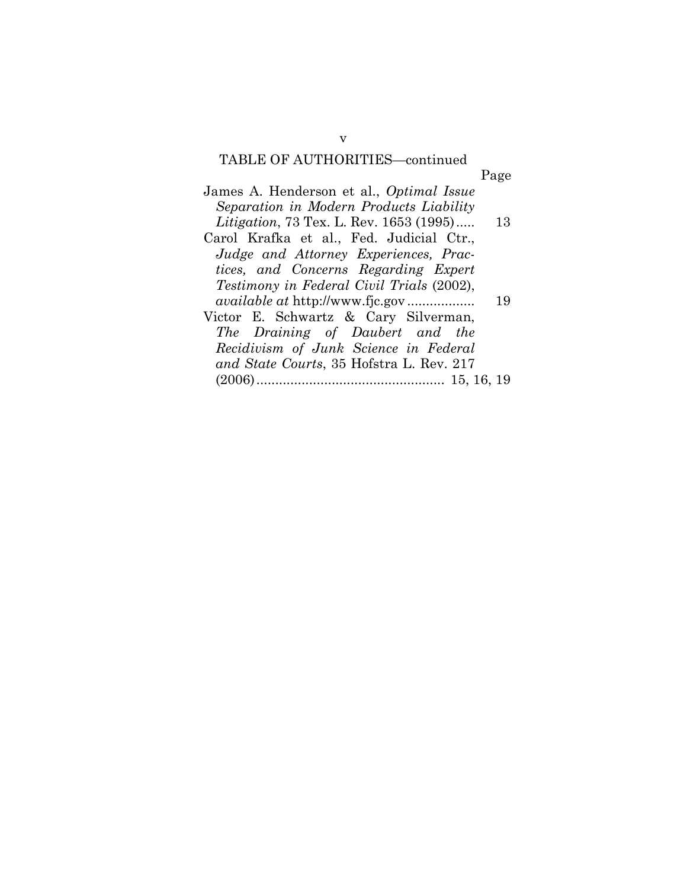TABLE OF AUTHORITIES—continued

| | Page |
|---|---|
| James A. Henderson et al., *Optimal Issue Separation in Modern Products Liability Litigation*, 73 Tex. L. Rev. 1653 (1995)..... | 13 |
| Carol Krafka et al., Fed. Judicial Ctr., *Judge and Attorney Experiences, Practices, and Concerns Regarding Expert Testimony in Federal Civil Trials* (2002), *available at* http://www.fjc.gov .................. | 19 |
| Victor E. Schwartz & Cary Silverman, *The Draining of Daubert and the Recidivism of Junk Science in Federal and State Courts*, 35 Hofstra L. Rev. 217 (2006).................................................. | 15, 16, 19 |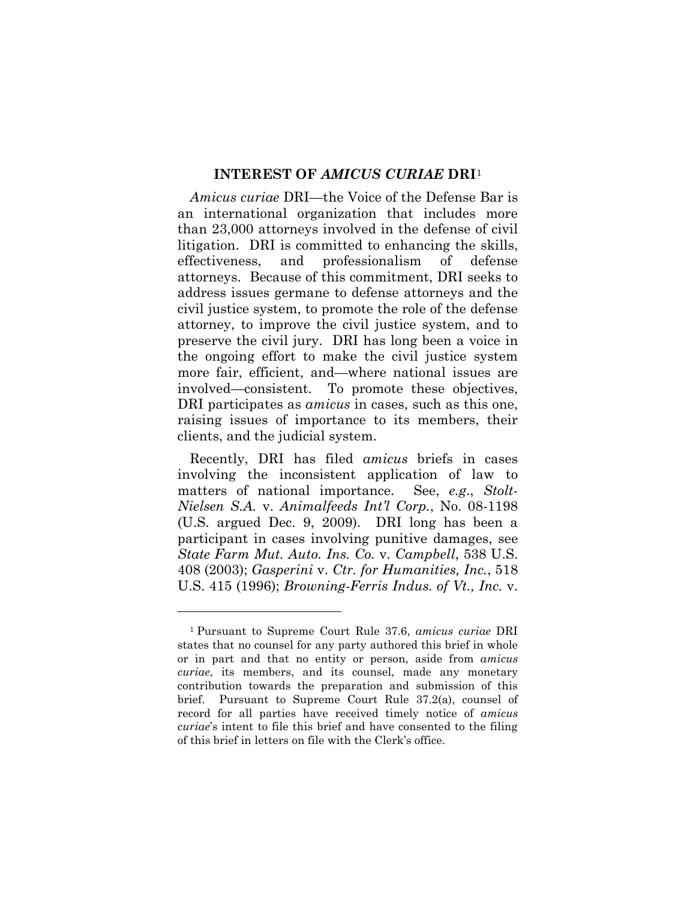## INTEREST OF *AMICUS CURIAE* DRI[1]

*Amicus curiae* DRI—the Voice of the Defense Bar is an international organization that includes more than 23,000 attorneys involved in the defense of civil litigation. DRI is committed to enhancing the skills, effectiveness, and professionalism of defense attorneys. Because of this commitment, DRI seeks to address issues germane to defense attorneys and the civil justice system, to promote the role of the defense attorney, to improve the civil justice system, and to preserve the civil jury. DRI has long been a voice in the ongoing effort to make the civil justice system more fair, efficient, and—where national issues are involved—consistent. To promote these objectives, DRI participates as *amicus* in cases, such as this one, raising issues of importance to its members, their clients, and the judicial system.

Recently, DRI has filed *amicus* briefs in cases involving the inconsistent application of law to matters of national importance. See, *e.g.*, *Stolt-Nielsen S.A.* v. *Animalfeeds Int'l Corp.*, No. 08-1198 (U.S. argued Dec. 9, 2009). DRI long has been a participant in cases involving punitive damages, see *State Farm Mut. Auto. Ins. Co.* v. *Campbell*, 538 U.S. 408 (2003); *Gasperini* v. *Ctr. for Humanities, Inc.*, 518 U.S. 415 (1996); *Browning-Ferris Indus. of Vt., Inc.* v.

---

[1] Pursuant to Supreme Court Rule 37.6, *amicus curiae* DRI states that no counsel for any party authored this brief in whole or in part and that no entity or person, aside from *amicus curiae*, its members, and its counsel, made any monetary contribution towards the preparation and submission of this brief. Pursuant to Supreme Court Rule 37.2(a), counsel of record for all parties have received timely notice of *amicus curiae*'s intent to file this brief and have consented to the filing of this brief in letters on file with the Clerk's office.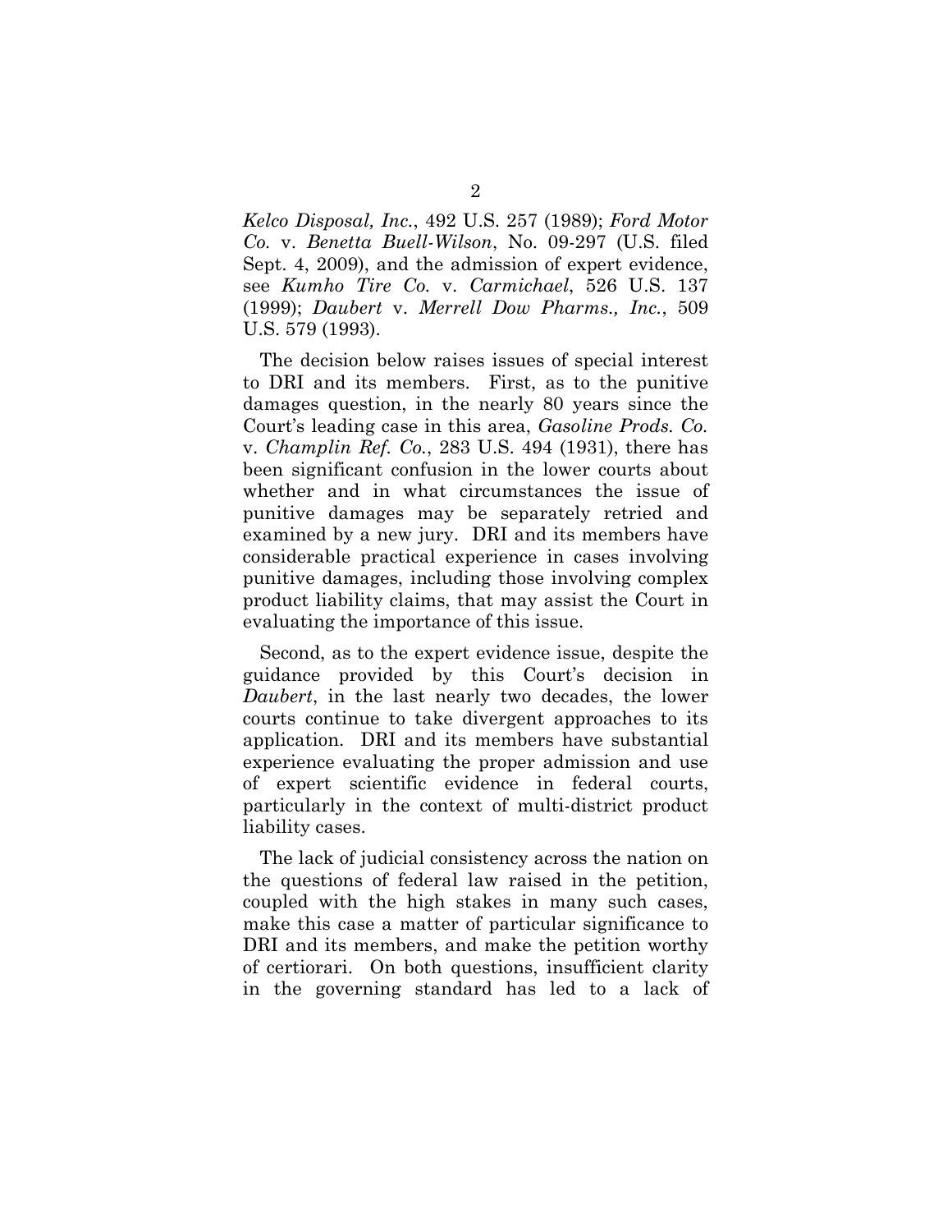*Kelco Disposal, Inc.*, 492 U.S. 257 (1989); *Ford Motor Co.* v. *Benetta Buell-Wilson*, No. 09-297 (U.S. filed Sept. 4, 2009), and the admission of expert evidence, see *Kumho Tire Co.* v. *Carmichael*, 526 U.S. 137 (1999); *Daubert* v. *Merrell Dow Pharms., Inc.*, 509 U.S. 579 (1993).

The decision below raises issues of special interest to DRI and its members. First, as to the punitive damages question, in the nearly 80 years since the Court's leading case in this area, *Gasoline Prods. Co.* v. *Champlin Ref. Co.*, 283 U.S. 494 (1931), there has been significant confusion in the lower courts about whether and in what circumstances the issue of punitive damages may be separately retried and examined by a new jury. DRI and its members have considerable practical experience in cases involving punitive damages, including those involving complex product liability claims, that may assist the Court in evaluating the importance of this issue.

Second, as to the expert evidence issue, despite the guidance provided by this Court's decision in *Daubert*, in the last nearly two decades, the lower courts continue to take divergent approaches to its application. DRI and its members have substantial experience evaluating the proper admission and use of expert scientific evidence in federal courts, particularly in the context of multi-district product liability cases.

The lack of judicial consistency across the nation on the questions of federal law raised in the petition, coupled with the high stakes in many such cases, make this case a matter of particular significance to DRI and its members, and make the petition worthy of certiorari. On both questions, insufficient clarity in the governing standard has led to a lack of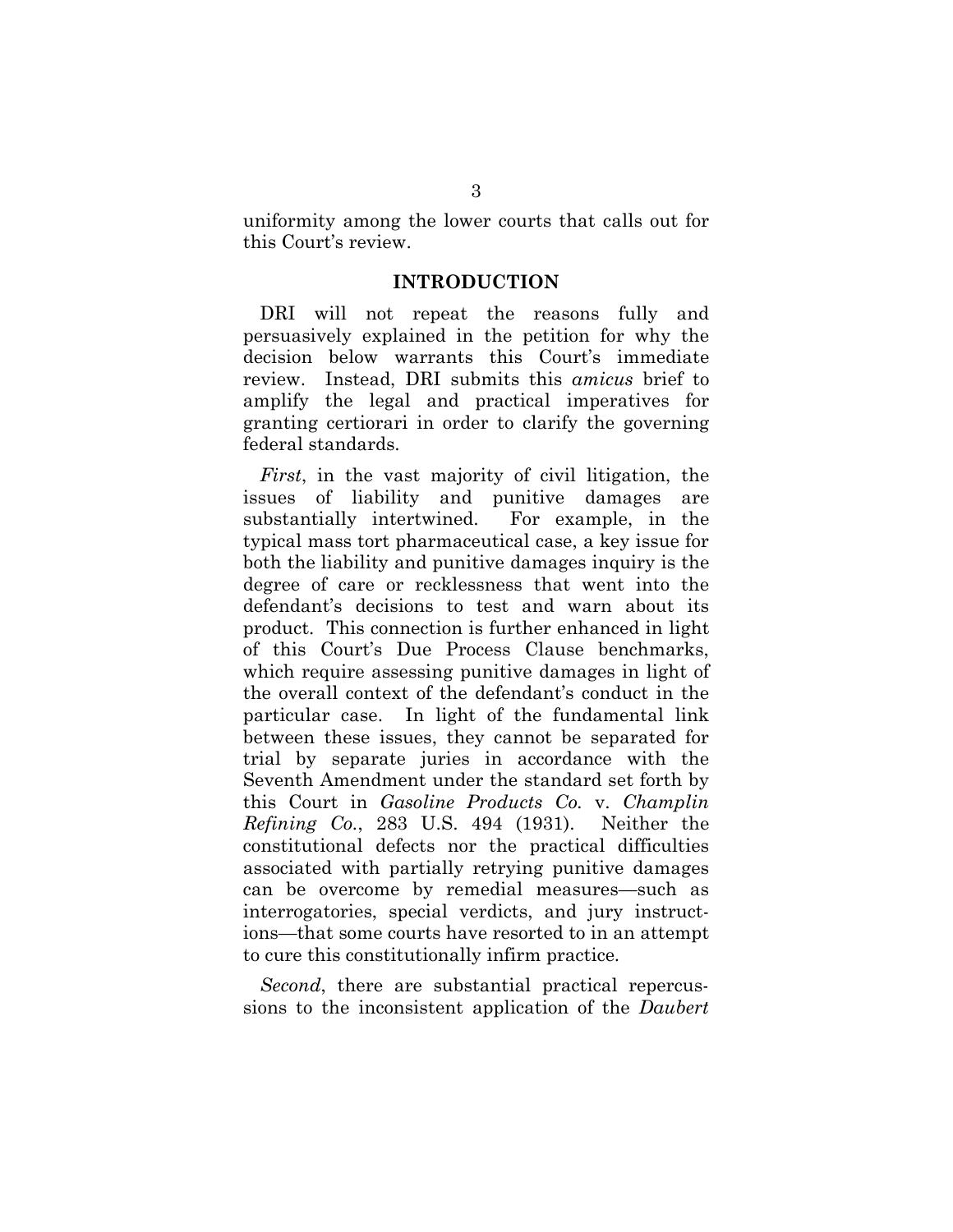uniformity among the lower courts that calls out for this Court's review.

## INTRODUCTION

DRI will not repeat the reasons fully and persuasively explained in the petition for why the decision below warrants this Court's immediate review. Instead, DRI submits this *amicus* brief to amplify the legal and practical imperatives for granting certiorari in order to clarify the governing federal standards.

*First*, in the vast majority of civil litigation, the issues of liability and punitive damages are substantially intertwined. For example, in the typical mass tort pharmaceutical case, a key issue for both the liability and punitive damages inquiry is the degree of care or recklessness that went into the defendant's decisions to test and warn about its product. This connection is further enhanced in light of this Court's Due Process Clause benchmarks, which require assessing punitive damages in light of the overall context of the defendant's conduct in the particular case. In light of the fundamental link between these issues, they cannot be separated for trial by separate juries in accordance with the Seventh Amendment under the standard set forth by this Court in *Gasoline Products Co.* v. *Champlin Refining Co.*, 283 U.S. 494 (1931). Neither the constitutional defects nor the practical difficulties associated with partially retrying punitive damages can be overcome by remedial measures—such as interrogatories, special verdicts, and jury instructions—that some courts have resorted to in an attempt to cure this constitutionally infirm practice.

*Second*, there are substantial practical repercussions to the inconsistent application of the *Daubert*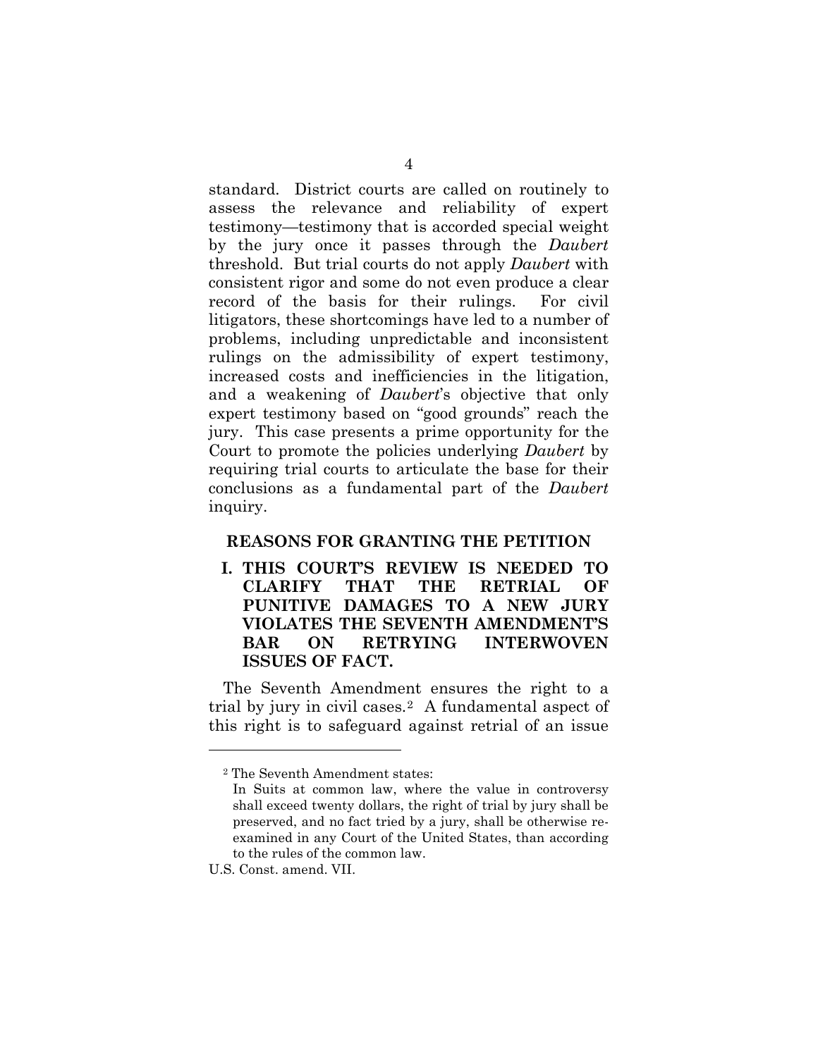standard. District courts are called on routinely to assess the relevance and reliability of expert testimony—testimony that is accorded special weight by the jury once it passes through the *Daubert* threshold. But trial courts do not apply *Daubert* with consistent rigor and some do not even produce a clear record of the basis for their rulings. For civil litigators, these shortcomings have led to a number of problems, including unpredictable and inconsistent rulings on the admissibility of expert testimony, increased costs and inefficiencies in the litigation, and a weakening of *Daubert*'s objective that only expert testimony based on "good grounds" reach the jury. This case presents a prime opportunity for the Court to promote the policies underlying *Daubert* by requiring trial courts to articulate the base for their conclusions as a fundamental part of the *Daubert* inquiry.

## REASONS FOR GRANTING THE PETITION

### I. THIS COURT'S REVIEW IS NEEDED TO CLARIFY THAT THE RETRIAL OF PUNITIVE DAMAGES TO A NEW JURY VIOLATES THE SEVENTH AMENDMENT'S BAR ON RETRYING INTERWOVEN ISSUES OF FACT.

The Seventh Amendment ensures the right to a trial by jury in civil cases.[2] A fundamental aspect of this right is to safeguard against retrial of an issue

---

[2] The Seventh Amendment states:

> In Suits at common law, where the value in controversy shall exceed twenty dollars, the right of trial by jury shall be preserved, and no fact tried by a jury, shall be otherwise re-examined in any Court of the United States, than according to the rules of the common law.

U.S. Const. amend. VII.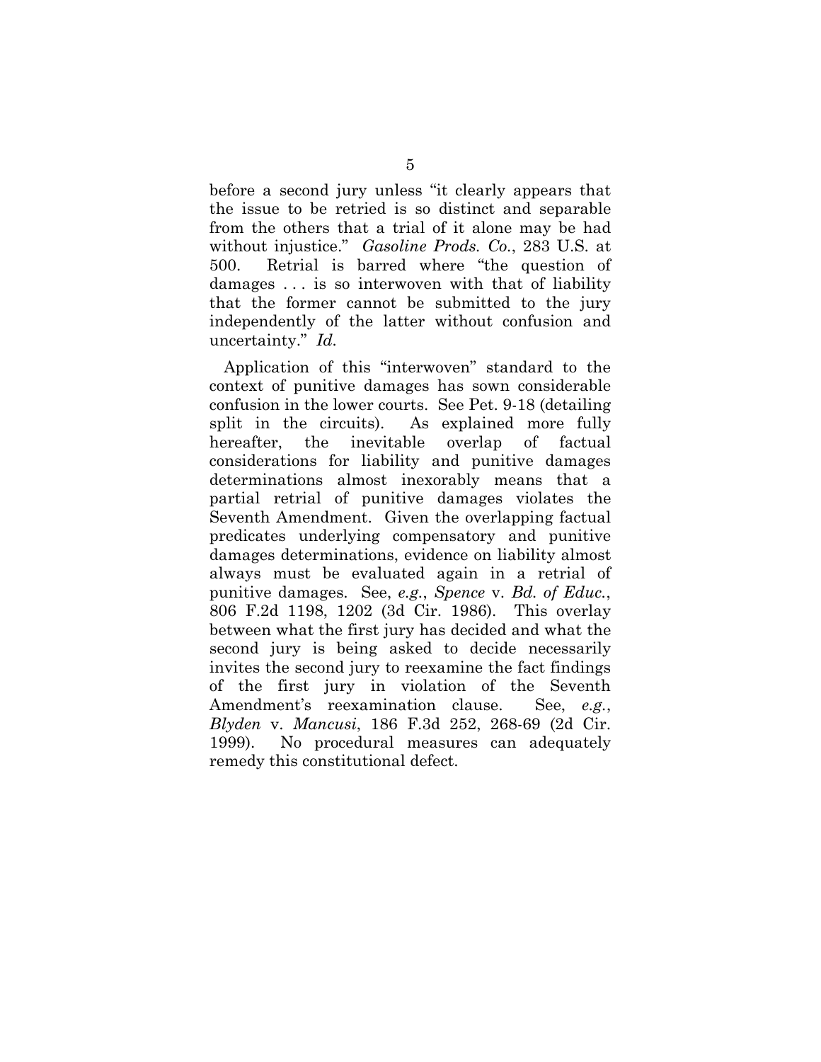before a second jury unless "it clearly appears that the issue to be retried is so distinct and separable from the others that a trial of it alone may be had without injustice." *Gasoline Prods. Co.*, 283 U.S. at 500. Retrial is barred where "the question of damages . . . is so interwoven with that of liability that the former cannot be submitted to the jury independently of the latter without confusion and uncertainty." *Id.*

Application of this "interwoven" standard to the context of punitive damages has sown considerable confusion in the lower courts. See Pet. 9-18 (detailing split in the circuits). As explained more fully hereafter, the inevitable overlap of factual considerations for liability and punitive damages determinations almost inexorably means that a partial retrial of punitive damages violates the Seventh Amendment. Given the overlapping factual predicates underlying compensatory and punitive damages determinations, evidence on liability almost always must be evaluated again in a retrial of punitive damages. See, *e.g.*, *Spence* v. *Bd. of Educ.*, 806 F.2d 1198, 1202 (3d Cir. 1986). This overlay between what the first jury has decided and what the second jury is being asked to decide necessarily invites the second jury to reexamine the fact findings of the first jury in violation of the Seventh Amendment's reexamination clause. See, *e.g.*, *Blyden* v. *Mancusi*, 186 F.3d 252, 268-69 (2d Cir. 1999). No procedural measures can adequately remedy this constitutional defect.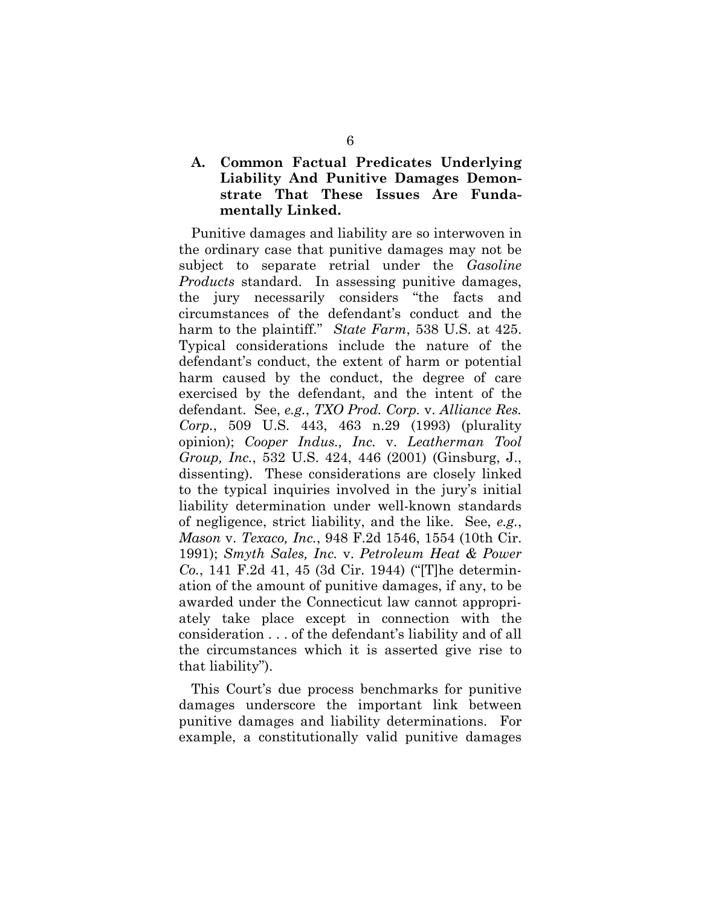### A. Common Factual Predicates Underlying Liability And Punitive Damages Demonstrate That These Issues Are Fundamentally Linked.

Punitive damages and liability are so interwoven in the ordinary case that punitive damages may not be subject to separate retrial under the *Gasoline Products* standard. In assessing punitive damages, the jury necessarily considers "the facts and circumstances of the defendant's conduct and the harm to the plaintiff." *State Farm*, 538 U.S. at 425. Typical considerations include the nature of the defendant's conduct, the extent of harm or potential harm caused by the conduct, the degree of care exercised by the defendant, and the intent of the defendant. See, *e.g.*, *TXO Prod. Corp.* v. *Alliance Res. Corp.*, 509 U.S. 443, 463 n.29 (1993) (plurality opinion); *Cooper Indus., Inc.* v. *Leatherman Tool Group, Inc.*, 532 U.S. 424, 446 (2001) (Ginsburg, J., dissenting). These considerations are closely linked to the typical inquiries involved in the jury's initial liability determination under well-known standards of negligence, strict liability, and the like. See, *e.g.*, *Mason* v. *Texaco, Inc.*, 948 F.2d 1546, 1554 (10th Cir. 1991); *Smyth Sales, Inc.* v. *Petroleum Heat & Power Co.*, 141 F.2d 41, 45 (3d Cir. 1944) ("[T]he determination of the amount of punitive damages, if any, to be awarded under the Connecticut law cannot appropriately take place except in connection with the consideration . . . of the defendant's liability and of all the circumstances which it is asserted give rise to that liability").

This Court's due process benchmarks for punitive damages underscore the important link between punitive damages and liability determinations. For example, a constitutionally valid punitive damages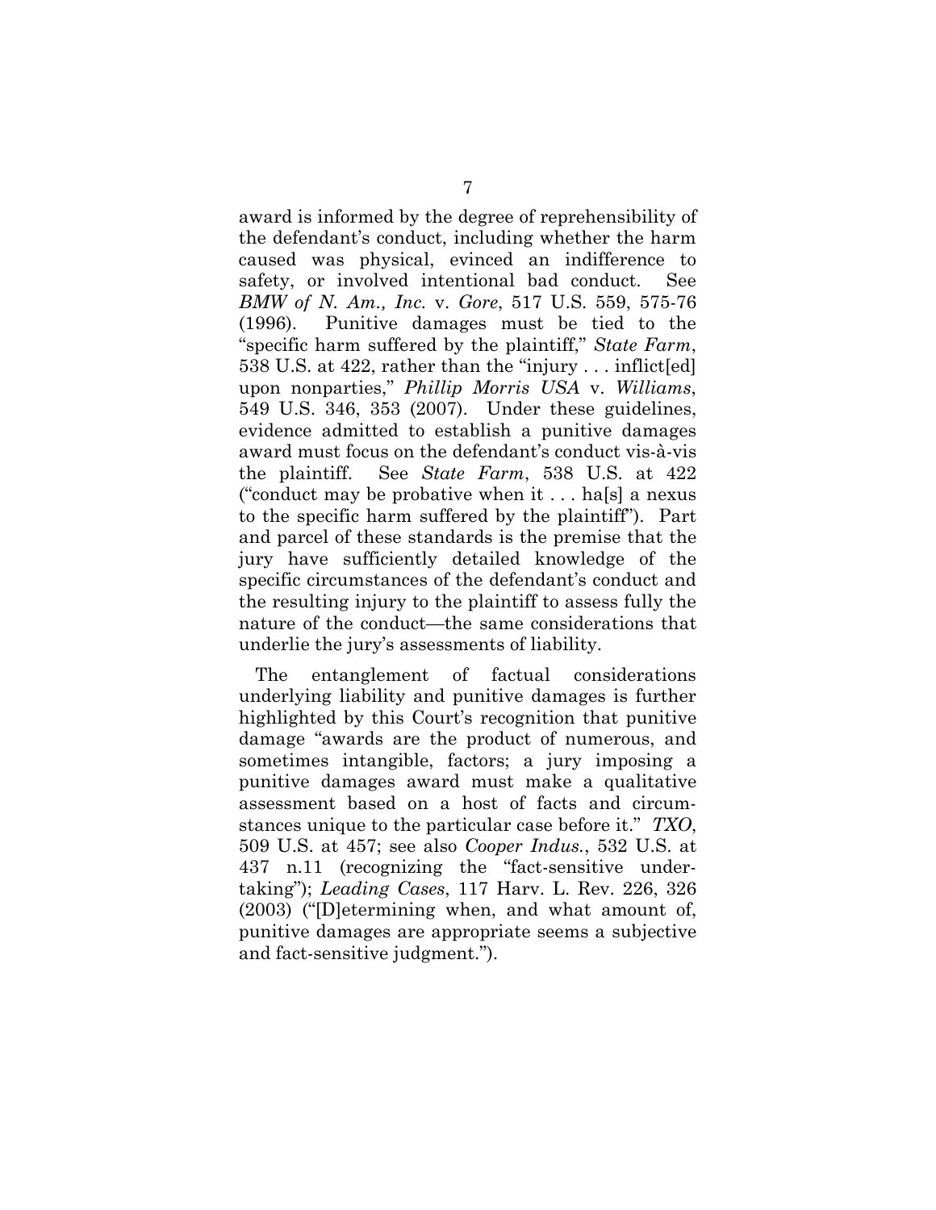award is informed by the degree of reprehensibility of the defendant's conduct, including whether the harm caused was physical, evinced an indifference to safety, or involved intentional bad conduct. See *BMW of N. Am., Inc.* v. *Gore*, 517 U.S. 559, 575-76 (1996). Punitive damages must be tied to the "specific harm suffered by the plaintiff," *State Farm*, 538 U.S. at 422, rather than the "injury . . . inflict[ed] upon nonparties," *Phillip Morris USA* v. *Williams*, 549 U.S. 346, 353 (2007). Under these guidelines, evidence admitted to establish a punitive damages award must focus on the defendant's conduct vis-à-vis the plaintiff. See *State Farm*, 538 U.S. at 422 ("conduct may be probative when it . . . ha[s] a nexus to the specific harm suffered by the plaintiff"). Part and parcel of these standards is the premise that the jury have sufficiently detailed knowledge of the specific circumstances of the defendant's conduct and the resulting injury to the plaintiff to assess fully the nature of the conduct—the same considerations that underlie the jury's assessments of liability.

The entanglement of factual considerations underlying liability and punitive damages is further highlighted by this Court's recognition that punitive damage "awards are the product of numerous, and sometimes intangible, factors; a jury imposing a punitive damages award must make a qualitative assessment based on a host of facts and circumstances unique to the particular case before it." *TXO*, 509 U.S. at 457; see also *Cooper Indus.*, 532 U.S. at 437 n.11 (recognizing the "fact-sensitive undertaking"); *Leading Cases*, 117 Harv. L. Rev. 226, 326 (2003) ("[D]etermining when, and what amount of, punitive damages are appropriate seems a subjective and fact-sensitive judgment.").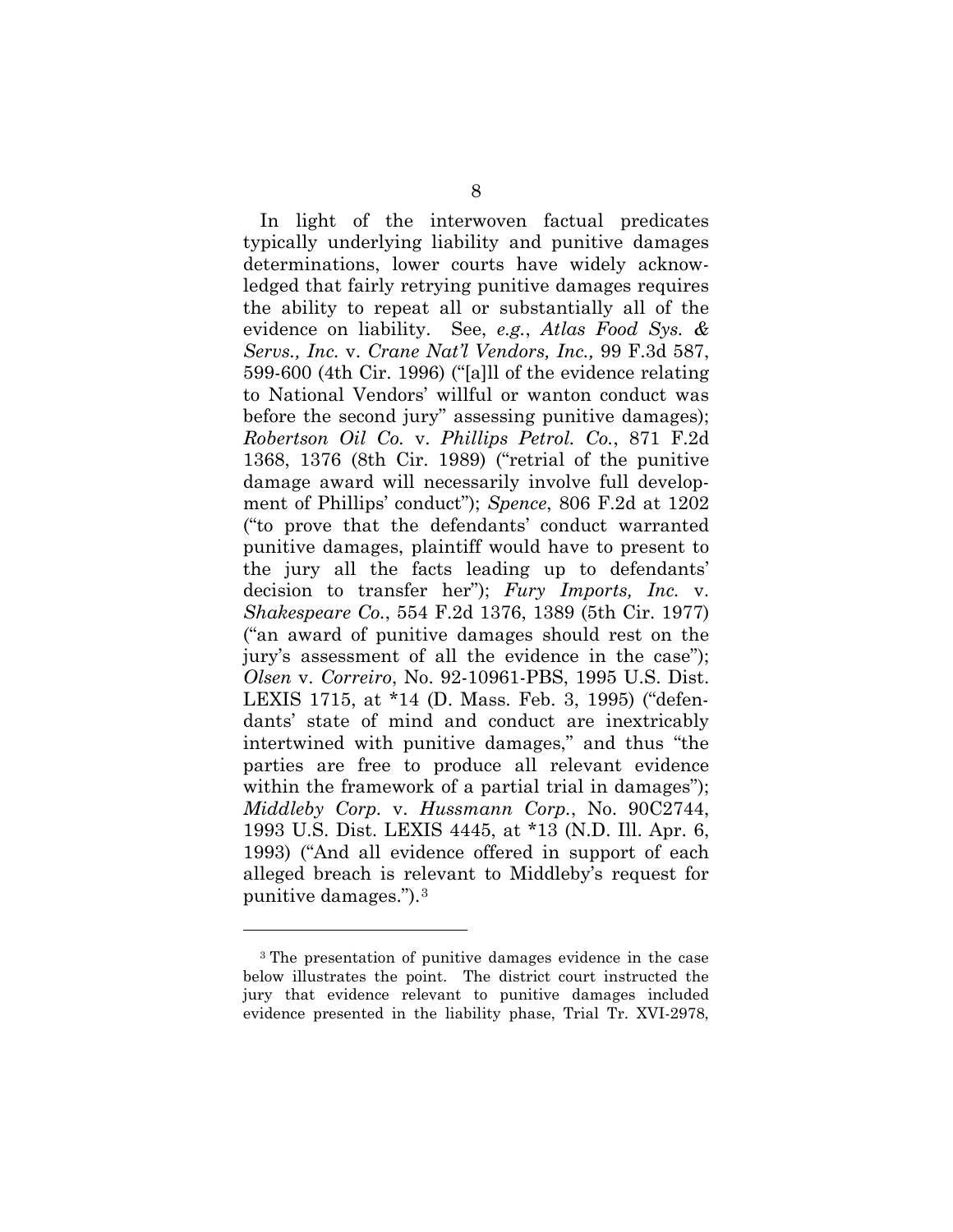In light of the interwoven factual predicates typically underlying liability and punitive damages determinations, lower courts have widely acknowledged that fairly retrying punitive damages requires the ability to repeat all or substantially all of the evidence on liability. See, *e.g.*, *Atlas Food Sys. & Servs., Inc.* v. *Crane Nat'l Vendors, Inc.,* 99 F.3d 587, 599-600 (4th Cir. 1996) ("[a]ll of the evidence relating to National Vendors' willful or wanton conduct was before the second jury" assessing punitive damages); *Robertson Oil Co.* v. *Phillips Petrol. Co.*, 871 F.2d 1368, 1376 (8th Cir. 1989) ("retrial of the punitive damage award will necessarily involve full development of Phillips' conduct"); *Spence*, 806 F.2d at 1202 ("to prove that the defendants' conduct warranted punitive damages, plaintiff would have to present to the jury all the facts leading up to defendants' decision to transfer her"); *Fury Imports, Inc.* v. *Shakespeare Co.*, 554 F.2d 1376, 1389 (5th Cir. 1977) ("an award of punitive damages should rest on the jury's assessment of all the evidence in the case"); *Olsen* v. *Correiro*, No. 92-10961-PBS, 1995 U.S. Dist. LEXIS 1715, at \*14 (D. Mass. Feb. 3, 1995) ("defendants' state of mind and conduct are inextricably intertwined with punitive damages," and thus "the parties are free to produce all relevant evidence within the framework of a partial trial in damages"); *Middleby Corp.* v. *Hussmann Corp.*, No. 90C2744, 1993 U.S. Dist. LEXIS 4445, at \*13 (N.D. Ill. Apr. 6, 1993) ("And all evidence offered in support of each alleged breach is relevant to Middleby's request for punitive damages.").[3]

---

[3] The presentation of punitive damages evidence in the case below illustrates the point. The district court instructed the jury that evidence relevant to punitive damages included evidence presented in the liability phase, Trial Tr. XVI-2978,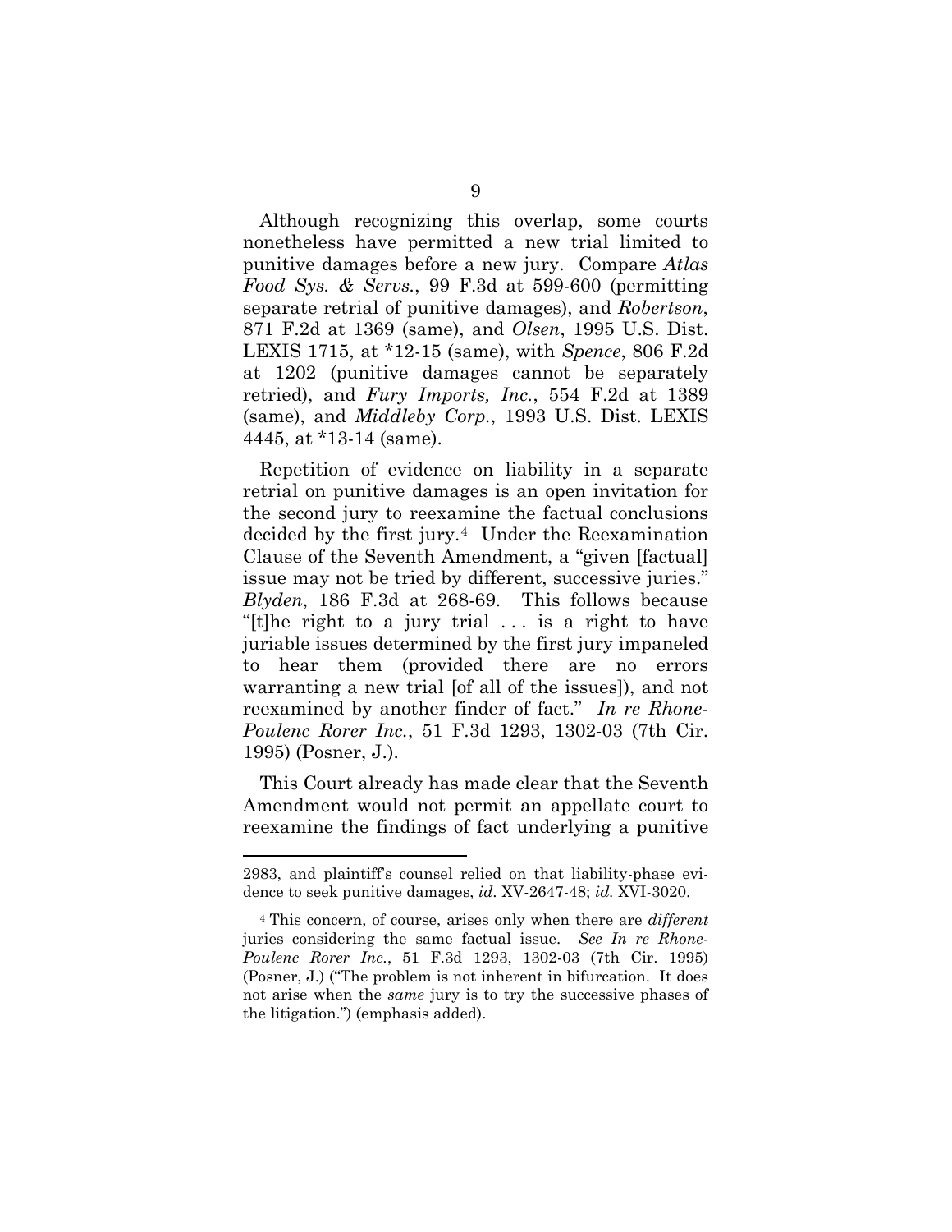Although recognizing this overlap, some courts nonetheless have permitted a new trial limited to punitive damages before a new jury. Compare *Atlas Food Sys. & Servs.*, 99 F.3d at 599-600 (permitting separate retrial of punitive damages), and *Robertson*, 871 F.2d at 1369 (same), and *Olsen*, 1995 U.S. Dist. LEXIS 1715, at *12-15 (same), with *Spence*, 806 F.2d at 1202 (punitive damages cannot be separately retried), and *Fury Imports, Inc.*, 554 F.2d at 1389 (same), and *Middleby Corp.*, 1993 U.S. Dist. LEXIS 4445, at *13-14 (same).

Repetition of evidence on liability in a separate retrial on punitive damages is an open invitation for the second jury to reexamine the factual conclusions decided by the first jury.[4] Under the Reexamination Clause of the Seventh Amendment, a "given [factual] issue may not be tried by different, successive juries." *Blyden*, 186 F.3d at 268-69. This follows because "[t]he right to a jury trial . . . is a right to have juriable issues determined by the first jury impaneled to hear them (provided there are no errors warranting a new trial [of all of the issues]), and not reexamined by another finder of fact." *In re Rhone-Poulenc Rorer Inc.*, 51 F.3d 1293, 1302-03 (7th Cir. 1995) (Posner, J.).

This Court already has made clear that the Seventh Amendment would not permit an appellate court to reexamine the findings of fact underlying a punitive

---

2983, and plaintiff's counsel relied on that liability-phase evidence to seek punitive damages, *id.* XV-2647-48; *id.* XVI-3020.

[4] This concern, of course, arises only when there are *different* juries considering the same factual issue. *See In re Rhone-Poulenc Rorer Inc.*, 51 F.3d 1293, 1302-03 (7th Cir. 1995) (Posner, J.) ("The problem is not inherent in bifurcation. It does not arise when the *same* jury is to try the successive phases of the litigation.") (emphasis added).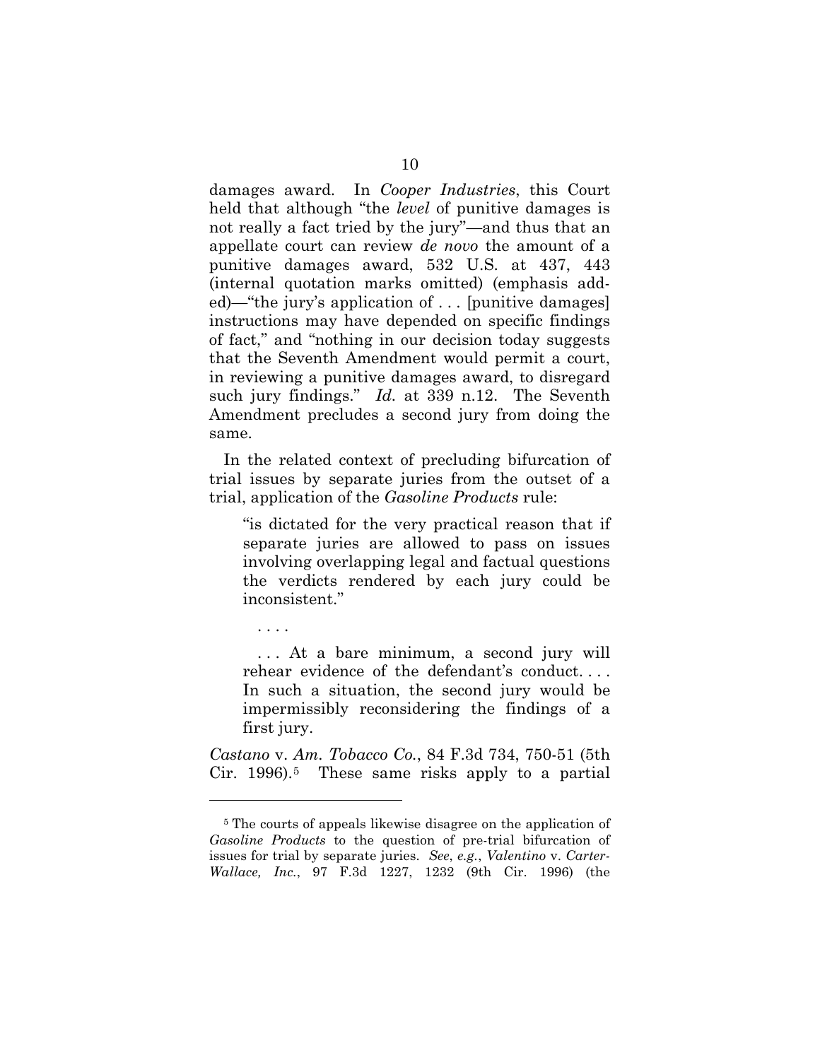damages award. In *Cooper Industries*, this Court held that although "the *level* of punitive damages is not really a fact tried by the jury"—and thus that an appellate court can review *de novo* the amount of a punitive damages award, 532 U.S. at 437, 443 (internal quotation marks omitted) (emphasis added)—"the jury's application of . . . [punitive damages] instructions may have depended on specific findings of fact," and "nothing in our decision today suggests that the Seventh Amendment would permit a court, in reviewing a punitive damages award, to disregard such jury findings." *Id.* at 339 n.12. The Seventh Amendment precludes a second jury from doing the same.

In the related context of precluding bifurcation of trial issues by separate juries from the outset of a trial, application of the *Gasoline Products* rule:

> "is dictated for the very practical reason that if separate juries are allowed to pass on issues involving overlapping legal and factual questions the verdicts rendered by each jury could be inconsistent."
>
> . . . .
>
> . . . At a bare minimum, a second jury will rehear evidence of the defendant's conduct. . . . In such a situation, the second jury would be impermissibly reconsidering the findings of a first jury.

*Castano* v. *Am. Tobacco Co.*, 84 F.3d 734, 750-51 (5th Cir. 1996).[5] These same risks apply to a partial

---

[5] The courts of appeals likewise disagree on the application of *Gasoline Products* to the question of pre-trial bifurcation of issues for trial by separate juries. *See*, *e.g.*, *Valentino* v. *Carter-Wallace, Inc.*, 97 F.3d 1227, 1232 (9th Cir. 1996) (the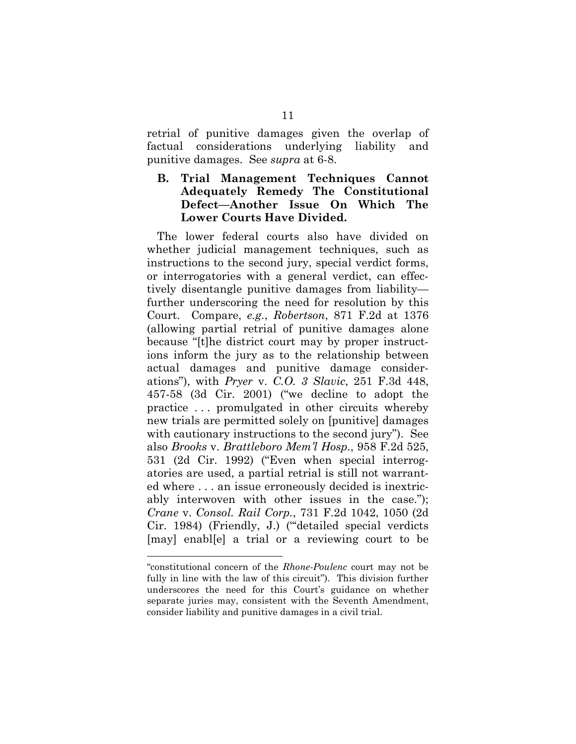retrial of punitive damages given the overlap of factual considerations underlying liability and punitive damages. See *supra* at 6-8.

### B. Trial Management Techniques Cannot Adequately Remedy The Constitutional Defect—Another Issue On Which The Lower Courts Have Divided.

The lower federal courts also have divided on whether judicial management techniques, such as instructions to the second jury, special verdict forms, or interrogatories with a general verdict, can effectively disentangle punitive damages from liability—further underscoring the need for resolution by this Court. Compare, *e.g.*, *Robertson*, 871 F.2d at 1376 (allowing partial retrial of punitive damages alone because "[t]he district court may by proper instructions inform the jury as to the relationship between actual damages and punitive damage considerations"), with *Pryer* v. *C.O. 3 Slavic*, 251 F.3d 448, 457-58 (3d Cir. 2001) ("we decline to adopt the practice . . . promulgated in other circuits whereby new trials are permitted solely on [punitive] damages with cautionary instructions to the second jury"). See also *Brooks* v. *Brattleboro Mem'l Hosp.*, 958 F.2d 525, 531 (2d Cir. 1992) ("Even when special interrogatories are used, a partial retrial is still not warranted where . . . an issue erroneously decided is inextricably interwoven with other issues in the case."); *Crane* v. *Consol. Rail Corp.*, 731 F.2d 1042, 1050 (2d Cir. 1984) (Friendly, J.) ("'detailed special verdicts [may] enabl[e] a trial or a reviewing court to be

---

"constitutional concern of the *Rhone-Poulenc* court may not be fully in line with the law of this circuit"). This division further underscores the need for this Court's guidance on whether separate juries may, consistent with the Seventh Amendment, consider liability and punitive damages in a civil trial.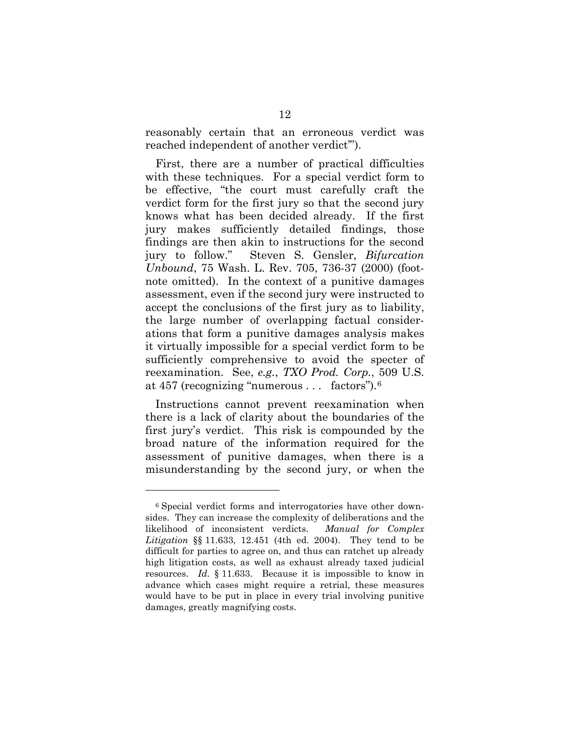reasonably certain that an erroneous verdict was reached independent of another verdict'").

First, there are a number of practical difficulties with these techniques. For a special verdict form to be effective, "the court must carefully craft the verdict form for the first jury so that the second jury knows what has been decided already. If the first jury makes sufficiently detailed findings, those findings are then akin to instructions for the second jury to follow." Steven S. Gensler, *Bifurcation Unbound*, 75 Wash. L. Rev. 705, 736-37 (2000) (footnote omitted). In the context of a punitive damages assessment, even if the second jury were instructed to accept the conclusions of the first jury as to liability, the large number of overlapping factual considerations that form a punitive damages analysis makes it virtually impossible for a special verdict form to be sufficiently comprehensive to avoid the specter of reexamination. See, *e.g.*, *TXO Prod. Corp.*, 509 U.S. at 457 (recognizing "numerous . . . factors").[6]

Instructions cannot prevent reexamination when there is a lack of clarity about the boundaries of the first jury's verdict. This risk is compounded by the broad nature of the information required for the assessment of punitive damages, when there is a misunderstanding by the second jury, or when the

---

[6] Special verdict forms and interrogatories have other downsides. They can increase the complexity of deliberations and the likelihood of inconsistent verdicts. *Manual for Complex Litigation* §§ 11.633, 12.451 (4th ed. 2004). They tend to be difficult for parties to agree on, and thus can ratchet up already high litigation costs, as well as exhaust already taxed judicial resources. *Id.* § 11.633. Because it is impossible to know in advance which cases might require a retrial, these measures would have to be put in place in every trial involving punitive damages, greatly magnifying costs.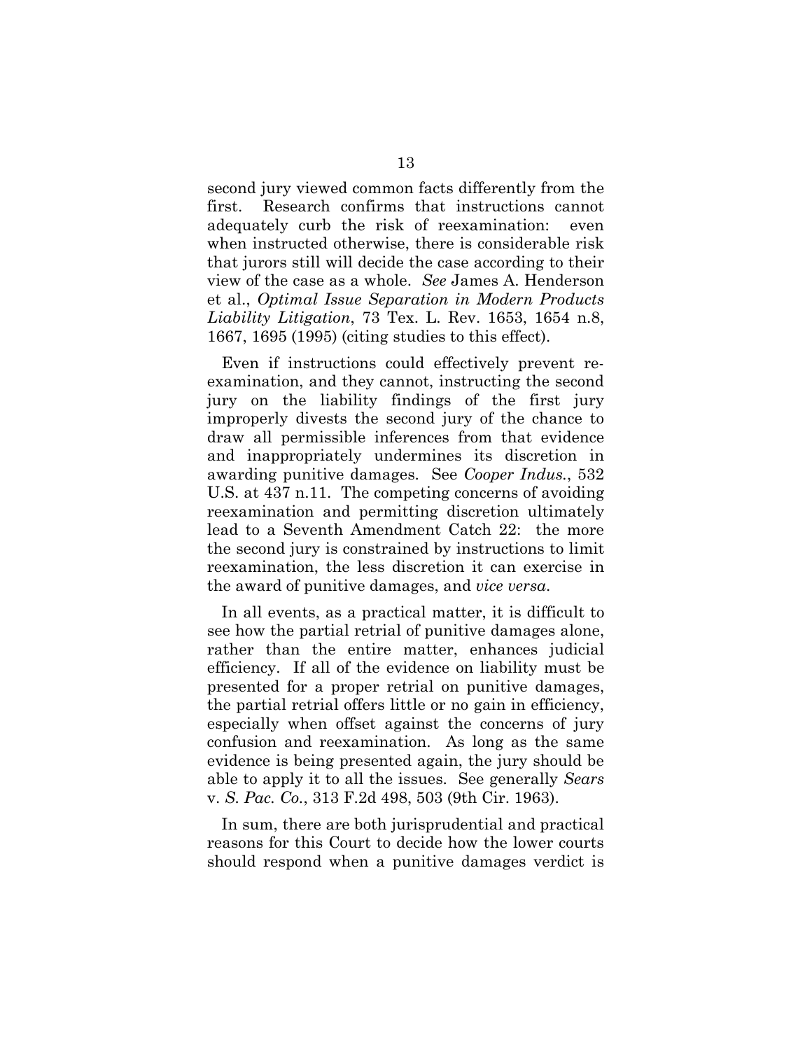second jury viewed common facts differently from the first. Research confirms that instructions cannot adequately curb the risk of reexamination: even when instructed otherwise, there is considerable risk that jurors still will decide the case according to their view of the case as a whole. *See* James A. Henderson et al., *Optimal Issue Separation in Modern Products Liability Litigation*, 73 Tex. L. Rev. 1653, 1654 n.8, 1667, 1695 (1995) (citing studies to this effect).

Even if instructions could effectively prevent reexamination, and they cannot, instructing the second jury on the liability findings of the first jury improperly divests the second jury of the chance to draw all permissible inferences from that evidence and inappropriately undermines its discretion in awarding punitive damages. See *Cooper Indus.*, 532 U.S. at 437 n.11. The competing concerns of avoiding reexamination and permitting discretion ultimately lead to a Seventh Amendment Catch 22: the more the second jury is constrained by instructions to limit reexamination, the less discretion it can exercise in the award of punitive damages, and *vice versa*.

In all events, as a practical matter, it is difficult to see how the partial retrial of punitive damages alone, rather than the entire matter, enhances judicial efficiency. If all of the evidence on liability must be presented for a proper retrial on punitive damages, the partial retrial offers little or no gain in efficiency, especially when offset against the concerns of jury confusion and reexamination. As long as the same evidence is being presented again, the jury should be able to apply it to all the issues. See generally *Sears* v. *S. Pac. Co.*, 313 F.2d 498, 503 (9th Cir. 1963).

In sum, there are both jurisprudential and practical reasons for this Court to decide how the lower courts should respond when a punitive damages verdict is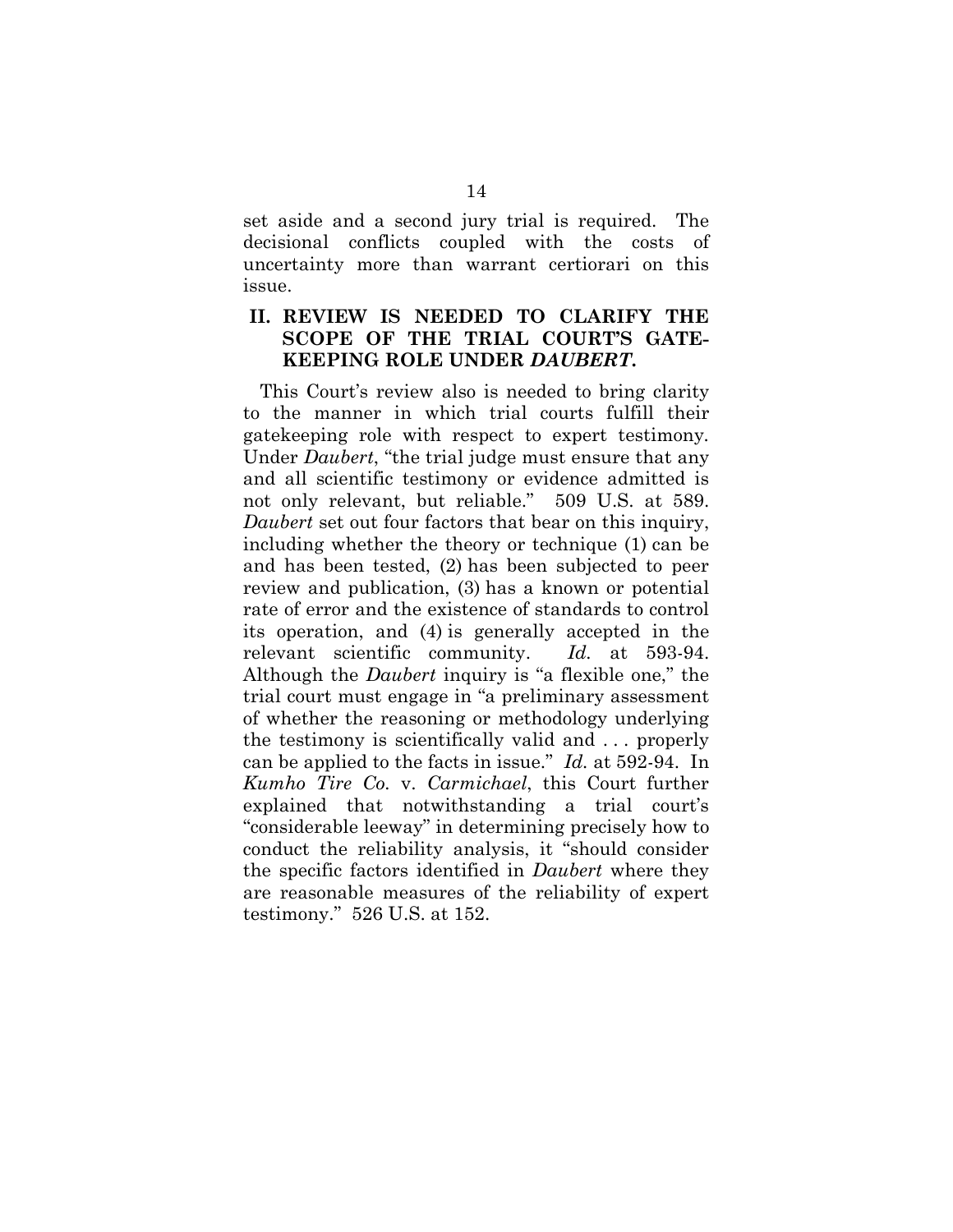set aside and a second jury trial is required. The decisional conflicts coupled with the costs of uncertainty more than warrant certiorari on this issue.

## II. REVIEW IS NEEDED TO CLARIFY THE SCOPE OF THE TRIAL COURT'S GATE-KEEPING ROLE UNDER *DAUBERT*.

This Court's review also is needed to bring clarity to the manner in which trial courts fulfill their gatekeeping role with respect to expert testimony. Under *Daubert*, "the trial judge must ensure that any and all scientific testimony or evidence admitted is not only relevant, but reliable." 509 U.S. at 589. *Daubert* set out four factors that bear on this inquiry, including whether the theory or technique (1) can be and has been tested, (2) has been subjected to peer review and publication, (3) has a known or potential rate of error and the existence of standards to control its operation, and (4) is generally accepted in the relevant scientific community. *Id.* at 593-94. Although the *Daubert* inquiry is "a flexible one," the trial court must engage in "a preliminary assessment of whether the reasoning or methodology underlying the testimony is scientifically valid and . . . properly can be applied to the facts in issue." *Id.* at 592-94. In *Kumho Tire Co.* v. *Carmichael*, this Court further explained that notwithstanding a trial court's "considerable leeway" in determining precisely how to conduct the reliability analysis, it "should consider the specific factors identified in *Daubert* where they are reasonable measures of the reliability of expert testimony." 526 U.S. at 152.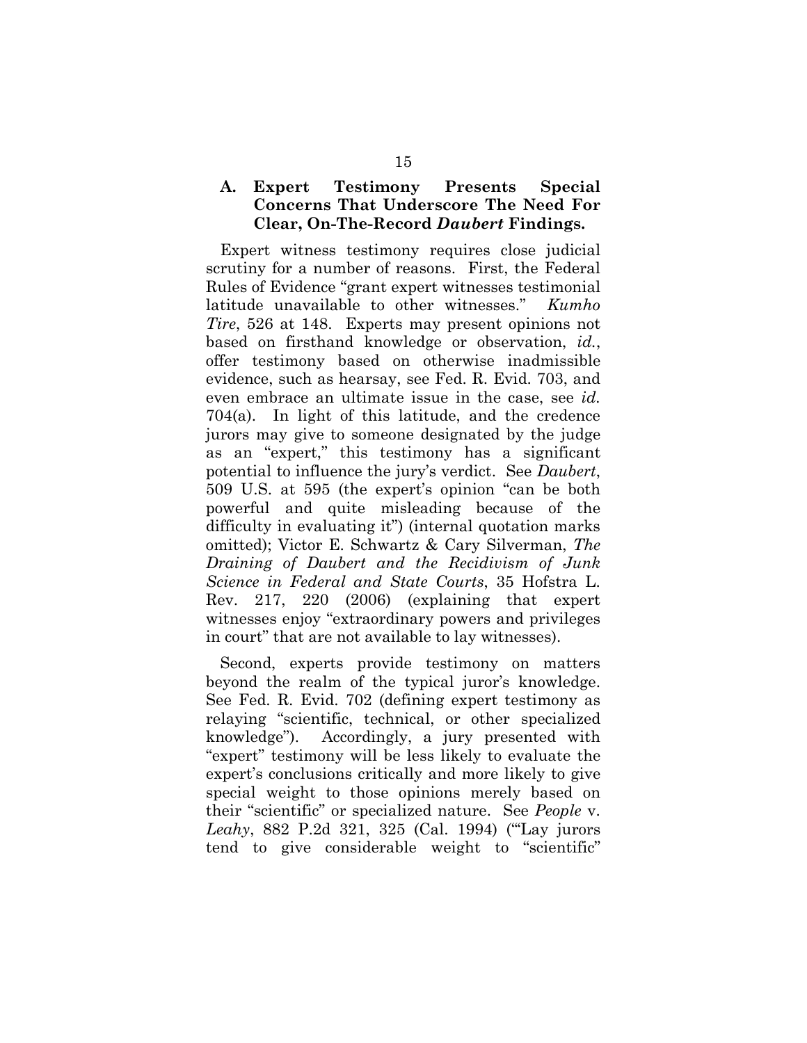### A. Expert Testimony Presents Special Concerns That Underscore The Need For Clear, On-The-Record *Daubert* Findings.

Expert witness testimony requires close judicial scrutiny for a number of reasons. First, the Federal Rules of Evidence "grant expert witnesses testimonial latitude unavailable to other witnesses." *Kumho Tire*, 526 at 148. Experts may present opinions not based on firsthand knowledge or observation, *id.*, offer testimony based on otherwise inadmissible evidence, such as hearsay, see Fed. R. Evid. 703, and even embrace an ultimate issue in the case, see *id.* 704(a). In light of this latitude, and the credence jurors may give to someone designated by the judge as an "expert," this testimony has a significant potential to influence the jury's verdict. See *Daubert*, 509 U.S. at 595 (the expert's opinion "can be both powerful and quite misleading because of the difficulty in evaluating it") (internal quotation marks omitted); Victor E. Schwartz & Cary Silverman, *The Draining of Daubert and the Recidivism of Junk Science in Federal and State Courts*, 35 Hofstra L. Rev. 217, 220 (2006) (explaining that expert witnesses enjoy "extraordinary powers and privileges in court" that are not available to lay witnesses).

Second, experts provide testimony on matters beyond the realm of the typical juror's knowledge. See Fed. R. Evid. 702 (defining expert testimony as relaying "scientific, technical, or other specialized knowledge"). Accordingly, a jury presented with "expert" testimony will be less likely to evaluate the expert's conclusions critically and more likely to give special weight to those opinions merely based on their "scientific" or specialized nature. See *People* v. *Leahy*, 882 P.2d 321, 325 (Cal. 1994) ("'Lay jurors tend to give considerable weight to "scientific"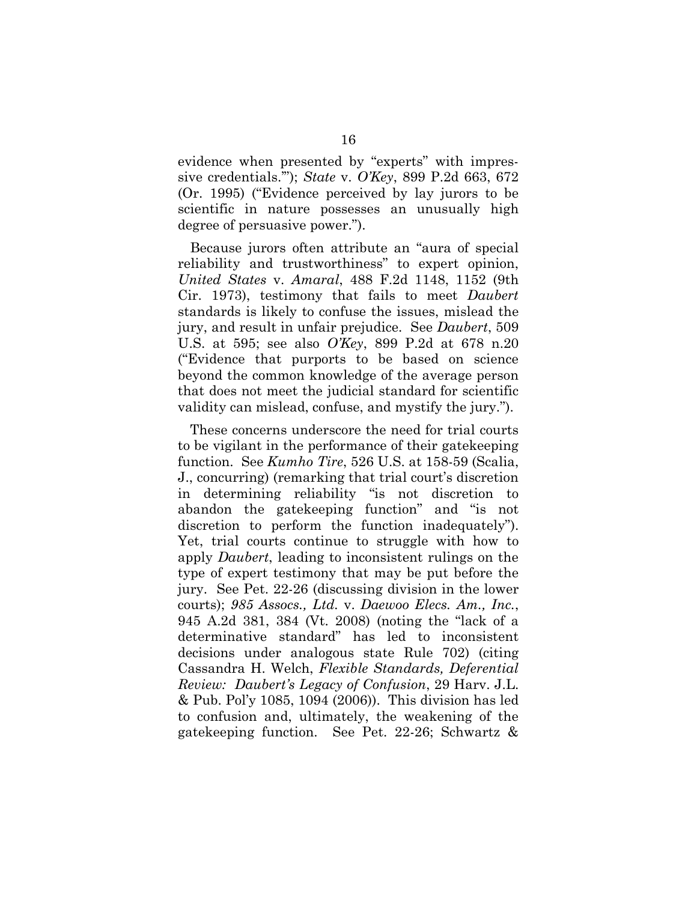evidence when presented by "experts" with impressive credentials.'"); *State* v. *O'Key*, 899 P.2d 663, 672 (Or. 1995) ("Evidence perceived by lay jurors to be scientific in nature possesses an unusually high degree of persuasive power.").

Because jurors often attribute an "aura of special reliability and trustworthiness" to expert opinion, *United States* v. *Amaral*, 488 F.2d 1148, 1152 (9th Cir. 1973), testimony that fails to meet *Daubert* standards is likely to confuse the issues, mislead the jury, and result in unfair prejudice. See *Daubert*, 509 U.S. at 595; see also *O'Key*, 899 P.2d at 678 n.20 ("Evidence that purports to be based on science beyond the common knowledge of the average person that does not meet the judicial standard for scientific validity can mislead, confuse, and mystify the jury.").

These concerns underscore the need for trial courts to be vigilant in the performance of their gatekeeping function. See *Kumho Tire*, 526 U.S. at 158-59 (Scalia, J., concurring) (remarking that trial court's discretion in determining reliability "is not discretion to abandon the gatekeeping function" and "is not discretion to perform the function inadequately"). Yet, trial courts continue to struggle with how to apply *Daubert*, leading to inconsistent rulings on the type of expert testimony that may be put before the jury. See Pet. 22-26 (discussing division in the lower courts); *985 Assocs., Ltd.* v. *Daewoo Elecs. Am., Inc.*, 945 A.2d 381, 384 (Vt. 2008) (noting the "lack of a determinative standard" has led to inconsistent decisions under analogous state Rule 702) (citing Cassandra H. Welch, *Flexible Standards, Deferential Review: Daubert's Legacy of Confusion*, 29 Harv. J.L. & Pub. Pol'y 1085, 1094 (2006)). This division has led to confusion and, ultimately, the weakening of the gatekeeping function. See Pet. 22-26; Schwartz &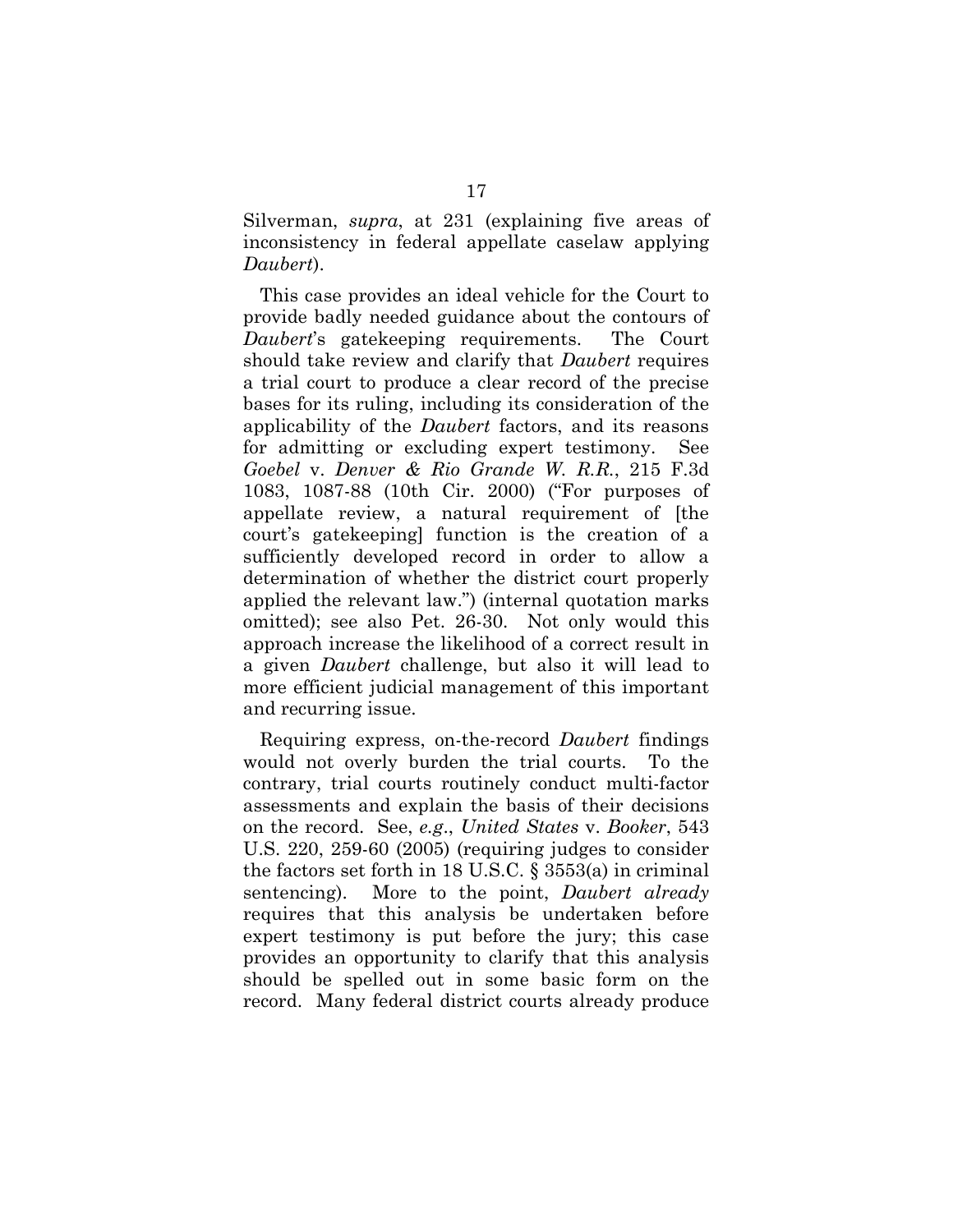Silverman, *supra*, at 231 (explaining five areas of inconsistency in federal appellate caselaw applying *Daubert*).

This case provides an ideal vehicle for the Court to provide badly needed guidance about the contours of *Daubert*'s gatekeeping requirements. The Court should take review and clarify that *Daubert* requires a trial court to produce a clear record of the precise bases for its ruling, including its consideration of the applicability of the *Daubert* factors, and its reasons for admitting or excluding expert testimony. See *Goebel* v. *Denver & Rio Grande W. R.R.*, 215 F.3d 1083, 1087-88 (10th Cir. 2000) ("For purposes of appellate review, a natural requirement of [the court's gatekeeping] function is the creation of a sufficiently developed record in order to allow a determination of whether the district court properly applied the relevant law.") (internal quotation marks omitted); see also Pet. 26-30. Not only would this approach increase the likelihood of a correct result in a given *Daubert* challenge, but also it will lead to more efficient judicial management of this important and recurring issue.

Requiring express, on-the-record *Daubert* findings would not overly burden the trial courts. To the contrary, trial courts routinely conduct multi-factor assessments and explain the basis of their decisions on the record. See, *e.g.*, *United States* v. *Booker*, 543 U.S. 220, 259-60 (2005) (requiring judges to consider the factors set forth in 18 U.S.C. § 3553(a) in criminal sentencing). More to the point, *Daubert already* requires that this analysis be undertaken before expert testimony is put before the jury; this case provides an opportunity to clarify that this analysis should be spelled out in some basic form on the record. Many federal district courts already produce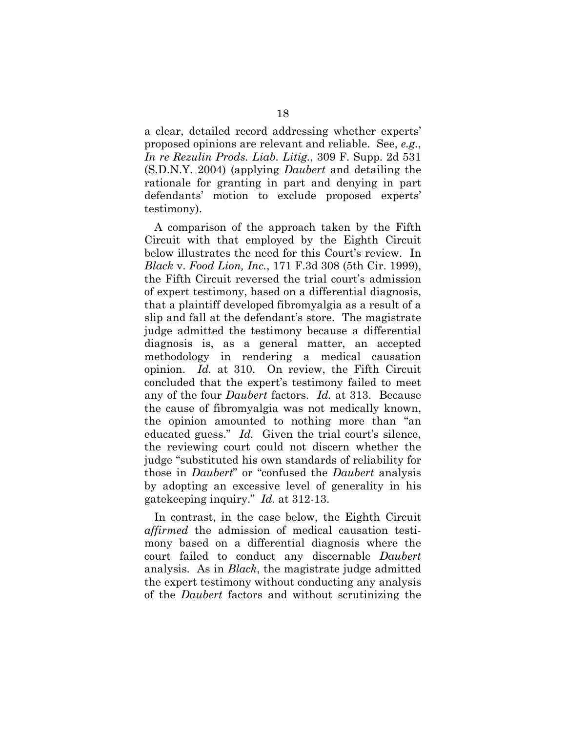a clear, detailed record addressing whether experts' proposed opinions are relevant and reliable. See, *e.g.*, *In re Rezulin Prods. Liab. Litig.*, 309 F. Supp. 2d 531 (S.D.N.Y. 2004) (applying *Daubert* and detailing the rationale for granting in part and denying in part defendants' motion to exclude proposed experts' testimony).

A comparison of the approach taken by the Fifth Circuit with that employed by the Eighth Circuit below illustrates the need for this Court's review. In *Black* v. *Food Lion, Inc.*, 171 F.3d 308 (5th Cir. 1999), the Fifth Circuit reversed the trial court's admission of expert testimony, based on a differential diagnosis, that a plaintiff developed fibromyalgia as a result of a slip and fall at the defendant's store. The magistrate judge admitted the testimony because a differential diagnosis is, as a general matter, an accepted methodology in rendering a medical causation opinion. *Id.* at 310. On review, the Fifth Circuit concluded that the expert's testimony failed to meet any of the four *Daubert* factors. *Id.* at 313. Because the cause of fibromyalgia was not medically known, the opinion amounted to nothing more than "an educated guess." *Id.* Given the trial court's silence, the reviewing court could not discern whether the judge "substituted his own standards of reliability for those in *Daubert*" or "confused the *Daubert* analysis by adopting an excessive level of generality in his gatekeeping inquiry." *Id.* at 312-13.

In contrast, in the case below, the Eighth Circuit *affirmed* the admission of medical causation testimony based on a differential diagnosis where the court failed to conduct any discernable *Daubert* analysis. As in *Black*, the magistrate judge admitted the expert testimony without conducting any analysis of the *Daubert* factors and without scrutinizing the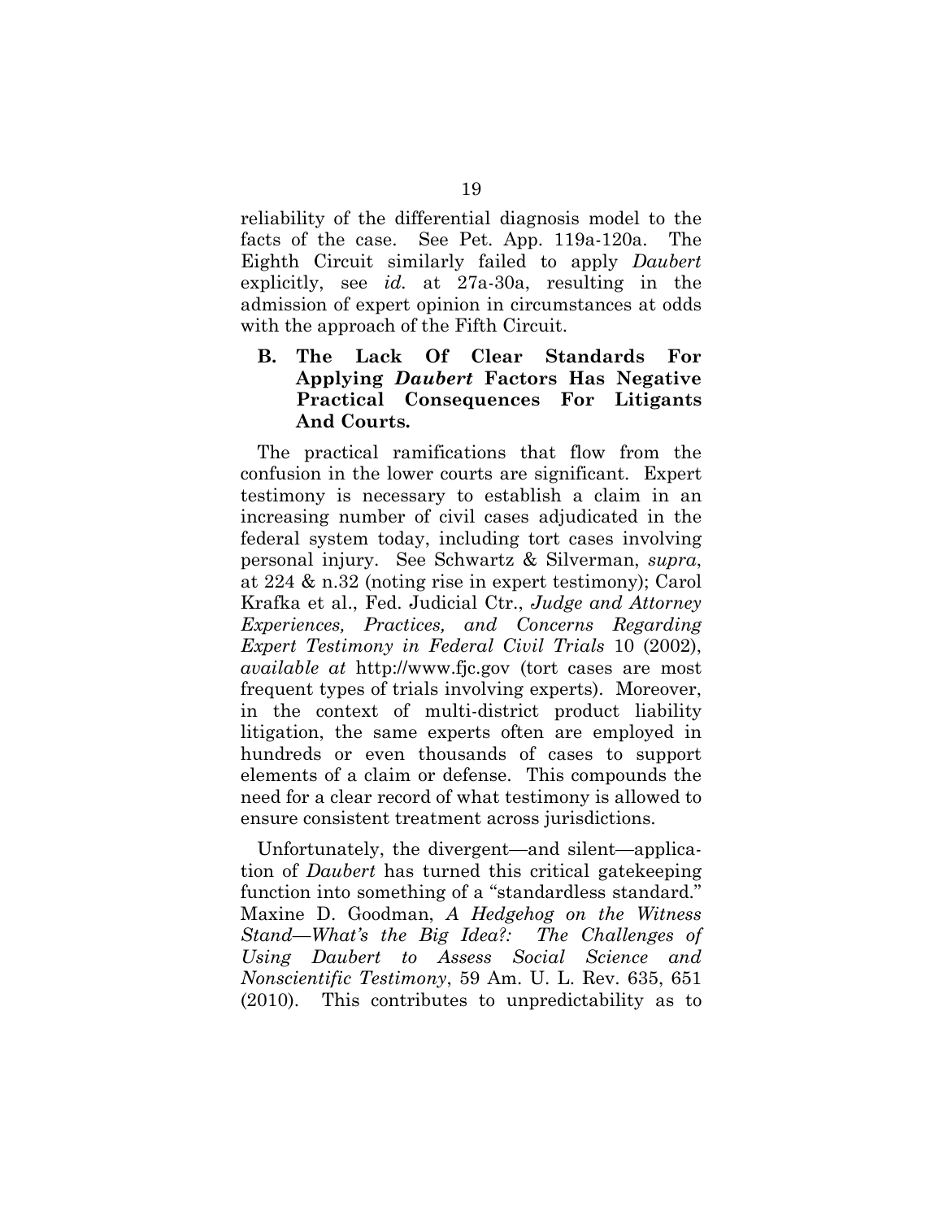reliability of the differential diagnosis model to the facts of the case. See Pet. App. 119a-120a. The Eighth Circuit similarly failed to apply *Daubert* explicitly, see *id.* at 27a-30a, resulting in the admission of expert opinion in circumstances at odds with the approach of the Fifth Circuit.

### B. The Lack Of Clear Standards For Applying *Daubert* Factors Has Negative Practical Consequences For Litigants And Courts.

The practical ramifications that flow from the confusion in the lower courts are significant. Expert testimony is necessary to establish a claim in an increasing number of civil cases adjudicated in the federal system today, including tort cases involving personal injury. See Schwartz & Silverman, *supra*, at 224 & n.32 (noting rise in expert testimony); Carol Krafka et al., Fed. Judicial Ctr., *Judge and Attorney Experiences, Practices, and Concerns Regarding Expert Testimony in Federal Civil Trials* 10 (2002), *available at* http://www.fjc.gov (tort cases are most frequent types of trials involving experts). Moreover, in the context of multi-district product liability litigation, the same experts often are employed in hundreds or even thousands of cases to support elements of a claim or defense. This compounds the need for a clear record of what testimony is allowed to ensure consistent treatment across jurisdictions.

Unfortunately, the divergent—and silent—application of *Daubert* has turned this critical gatekeeping function into something of a "standardless standard." Maxine D. Goodman, *A Hedgehog on the Witness Stand—What's the Big Idea?: The Challenges of Using Daubert to Assess Social Science and Nonscientific Testimony*, 59 Am. U. L. Rev. 635, 651 (2010). This contributes to unpredictability as to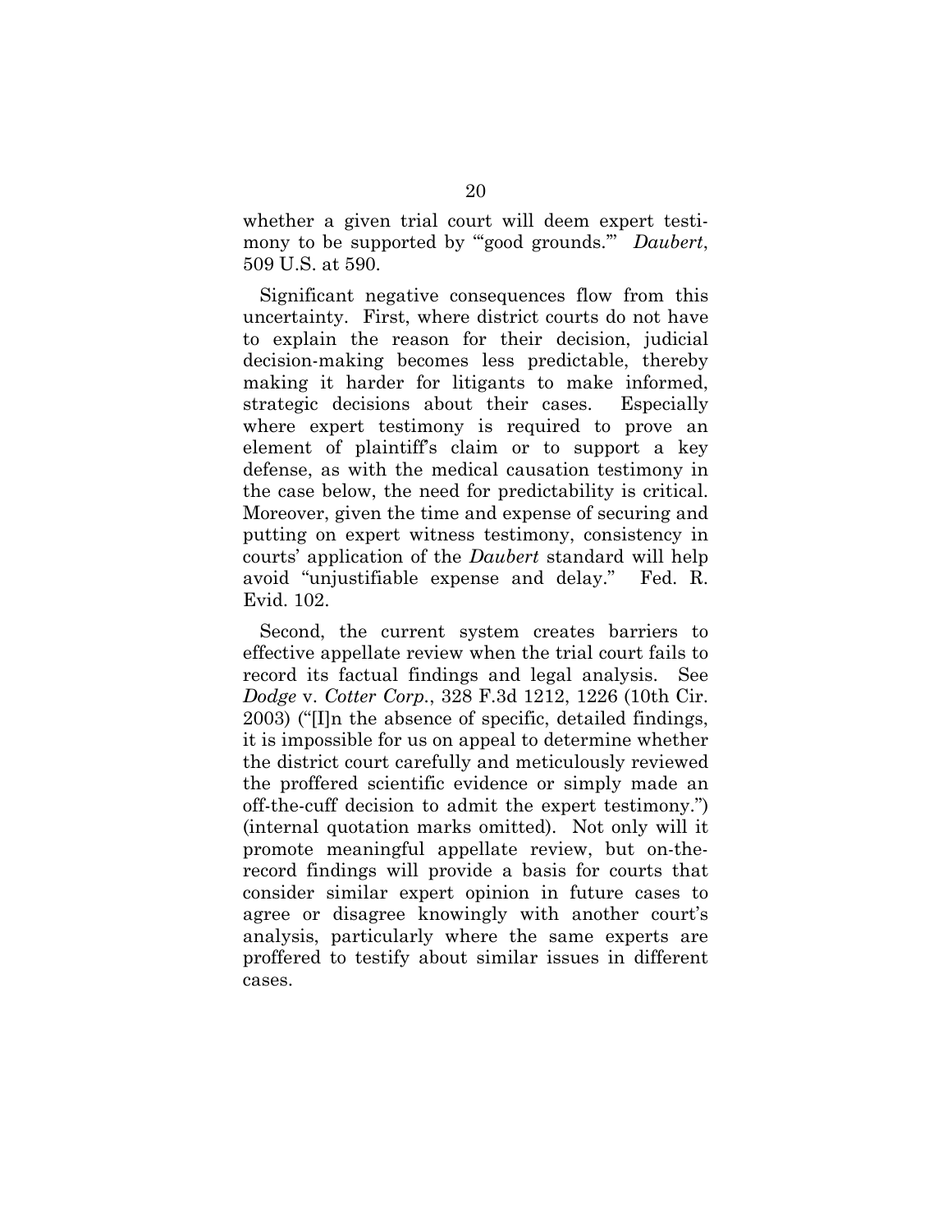whether a given trial court will deem expert testimony to be supported by "'good grounds.'" *Daubert*, 509 U.S. at 590.

Significant negative consequences flow from this uncertainty. First, where district courts do not have to explain the reason for their decision, judicial decision-making becomes less predictable, thereby making it harder for litigants to make informed, strategic decisions about their cases. Especially where expert testimony is required to prove an element of plaintiff's claim or to support a key defense, as with the medical causation testimony in the case below, the need for predictability is critical. Moreover, given the time and expense of securing and putting on expert witness testimony, consistency in courts' application of the *Daubert* standard will help avoid "unjustifiable expense and delay." Fed. R. Evid. 102.

Second, the current system creates barriers to effective appellate review when the trial court fails to record its factual findings and legal analysis. See *Dodge* v. *Cotter Corp.*, 328 F.3d 1212, 1226 (10th Cir. 2003) ("[I]n the absence of specific, detailed findings, it is impossible for us on appeal to determine whether the district court carefully and meticulously reviewed the proffered scientific evidence or simply made an off-the-cuff decision to admit the expert testimony.") (internal quotation marks omitted). Not only will it promote meaningful appellate review, but on-the-record findings will provide a basis for courts that consider similar expert opinion in future cases to agree or disagree knowingly with another court's analysis, particularly where the same experts are proffered to testify about similar issues in different cases.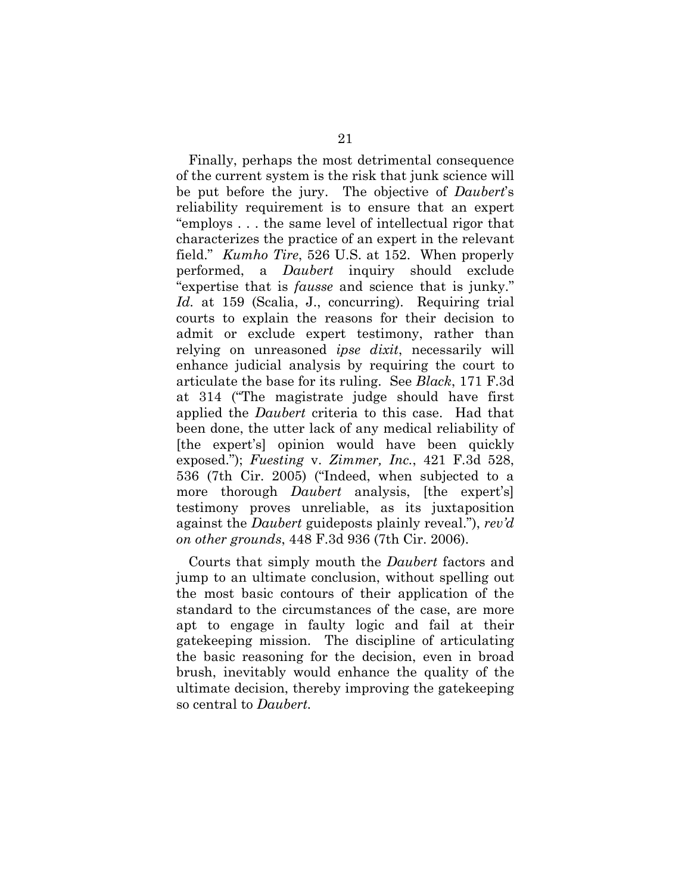Finally, perhaps the most detrimental consequence of the current system is the risk that junk science will be put before the jury. The objective of *Daubert*'s reliability requirement is to ensure that an expert "employs . . . the same level of intellectual rigor that characterizes the practice of an expert in the relevant field." *Kumho Tire*, 526 U.S. at 152. When properly performed, a *Daubert* inquiry should exclude "expertise that is *fausse* and science that is junky." *Id.* at 159 (Scalia, J., concurring). Requiring trial courts to explain the reasons for their decision to admit or exclude expert testimony, rather than relying on unreasoned *ipse dixit*, necessarily will enhance judicial analysis by requiring the court to articulate the base for its ruling. See *Black*, 171 F.3d at 314 ("The magistrate judge should have first applied the *Daubert* criteria to this case. Had that been done, the utter lack of any medical reliability of [the expert's] opinion would have been quickly exposed."); *Fuesting* v. *Zimmer, Inc.*, 421 F.3d 528, 536 (7th Cir. 2005) ("Indeed, when subjected to a more thorough *Daubert* analysis, [the expert's] testimony proves unreliable, as its juxtaposition against the *Daubert* guideposts plainly reveal."), *rev'd on other grounds*, 448 F.3d 936 (7th Cir. 2006).

Courts that simply mouth the *Daubert* factors and jump to an ultimate conclusion, without spelling out the most basic contours of their application of the standard to the circumstances of the case, are more apt to engage in faulty logic and fail at their gatekeeping mission. The discipline of articulating the basic reasoning for the decision, even in broad brush, inevitably would enhance the quality of the ultimate decision, thereby improving the gatekeeping so central to *Daubert*.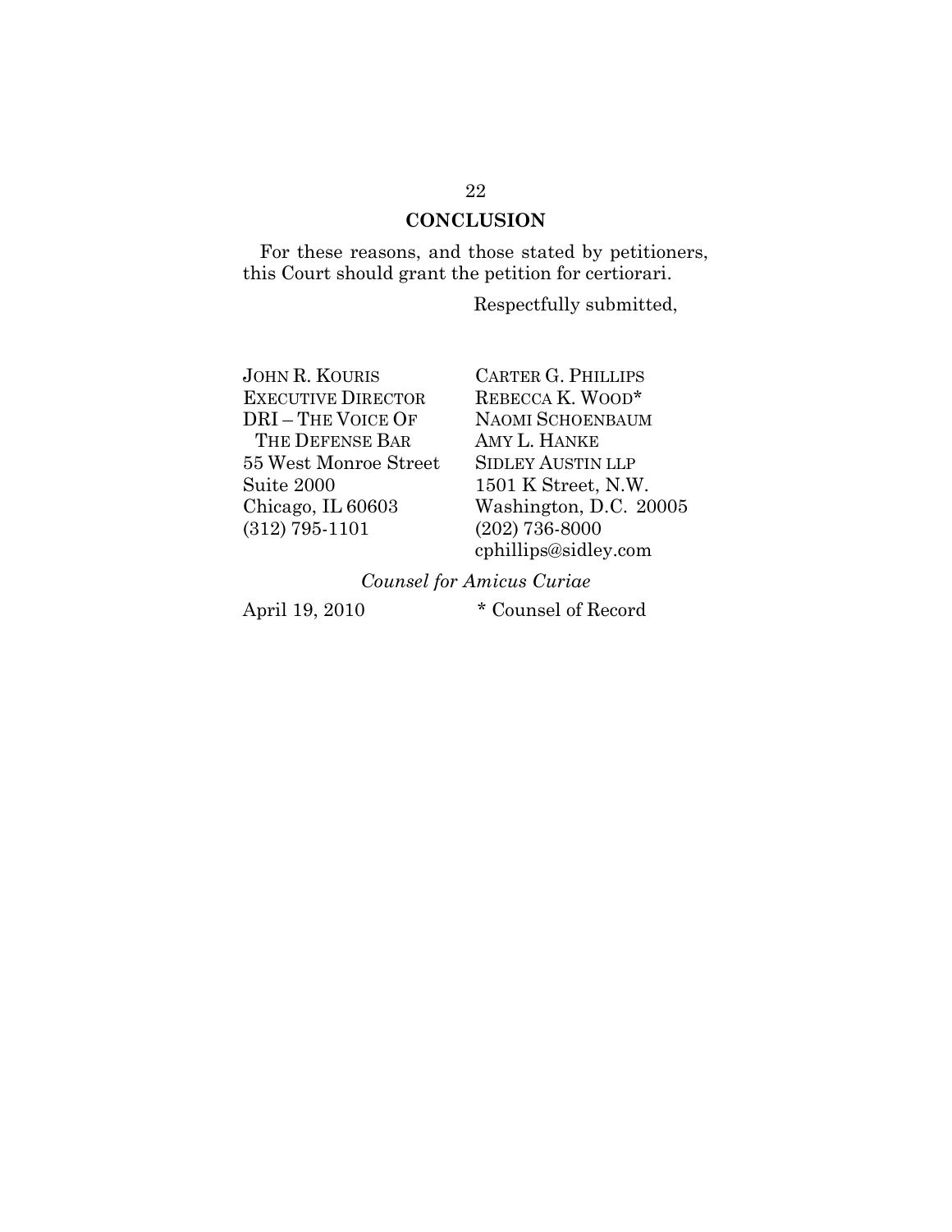## CONCLUSION

For these reasons, and those stated by petitioners, this Court should grant the petition for certiorari.

Respectfully submitted,

JOHN R. KOURIS
EXECUTIVE DIRECTOR
DRI – THE VOICE OF THE DEFENSE BAR
55 West Monroe Street
Suite 2000
Chicago, IL 60603
(312) 795-1101

CARTER G. PHILLIPS
REBECCA K. WOOD*
NAOMI SCHOENBAUM
AMY L. HANKE
SIDLEY AUSTIN LLP
1501 K Street, N.W.
Washington, D.C. 20005
(202) 736-8000
cphillips@sidley.com

*Counsel for Amicus Curiae*

April 19, 2010

\* Counsel of Record